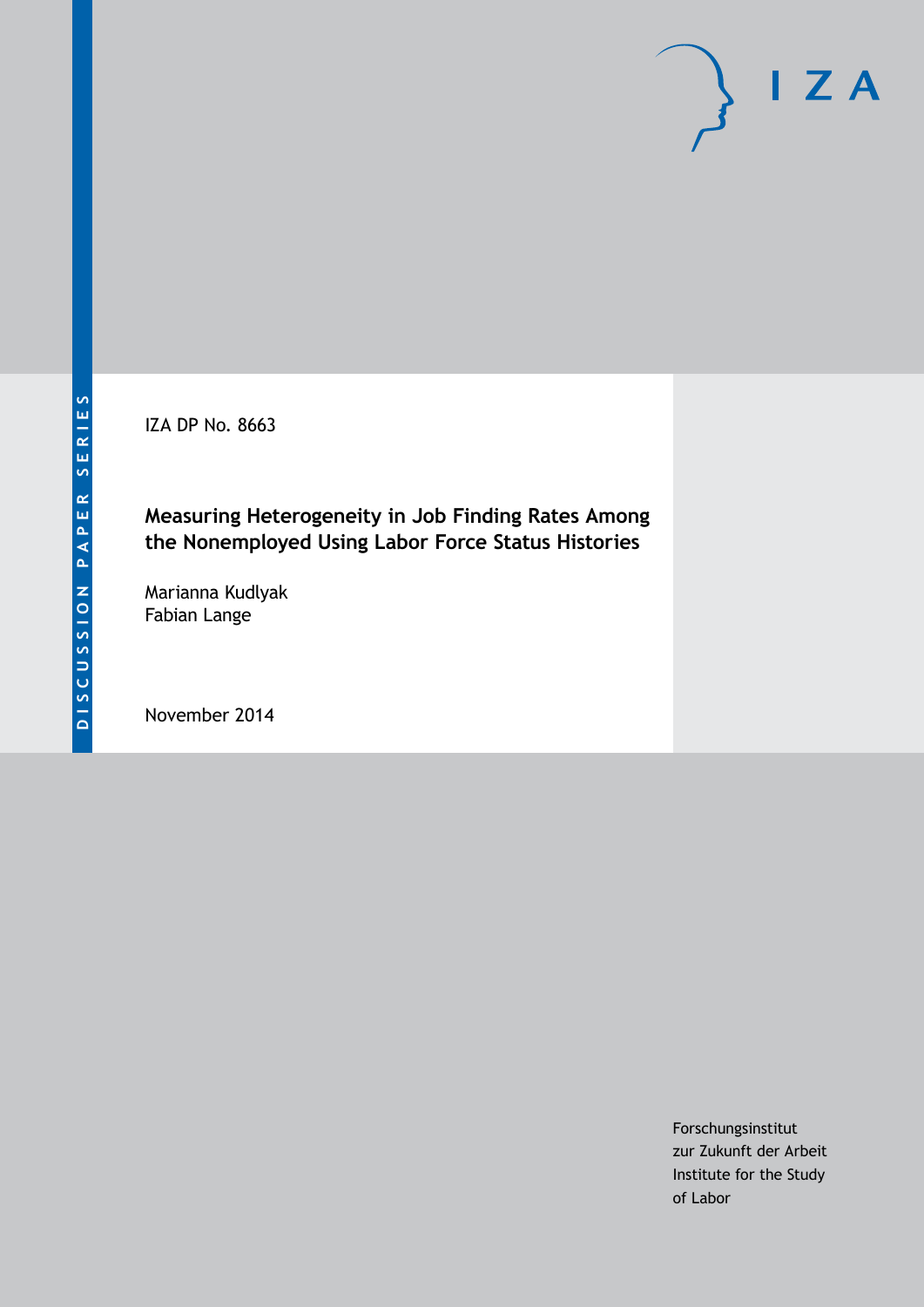DISCUSSION PAPER SERIES

IZA DP No. 8663

# Measuring Heterogeneity in Job Finding Rates Among the Nonemployed Using Labor Force Status Histories

Marianna Kudlyak
Fabian Lange

November 2014

Forschungsinstitut
zur Zukunft der Arbeit
Institute for the Study
of Labor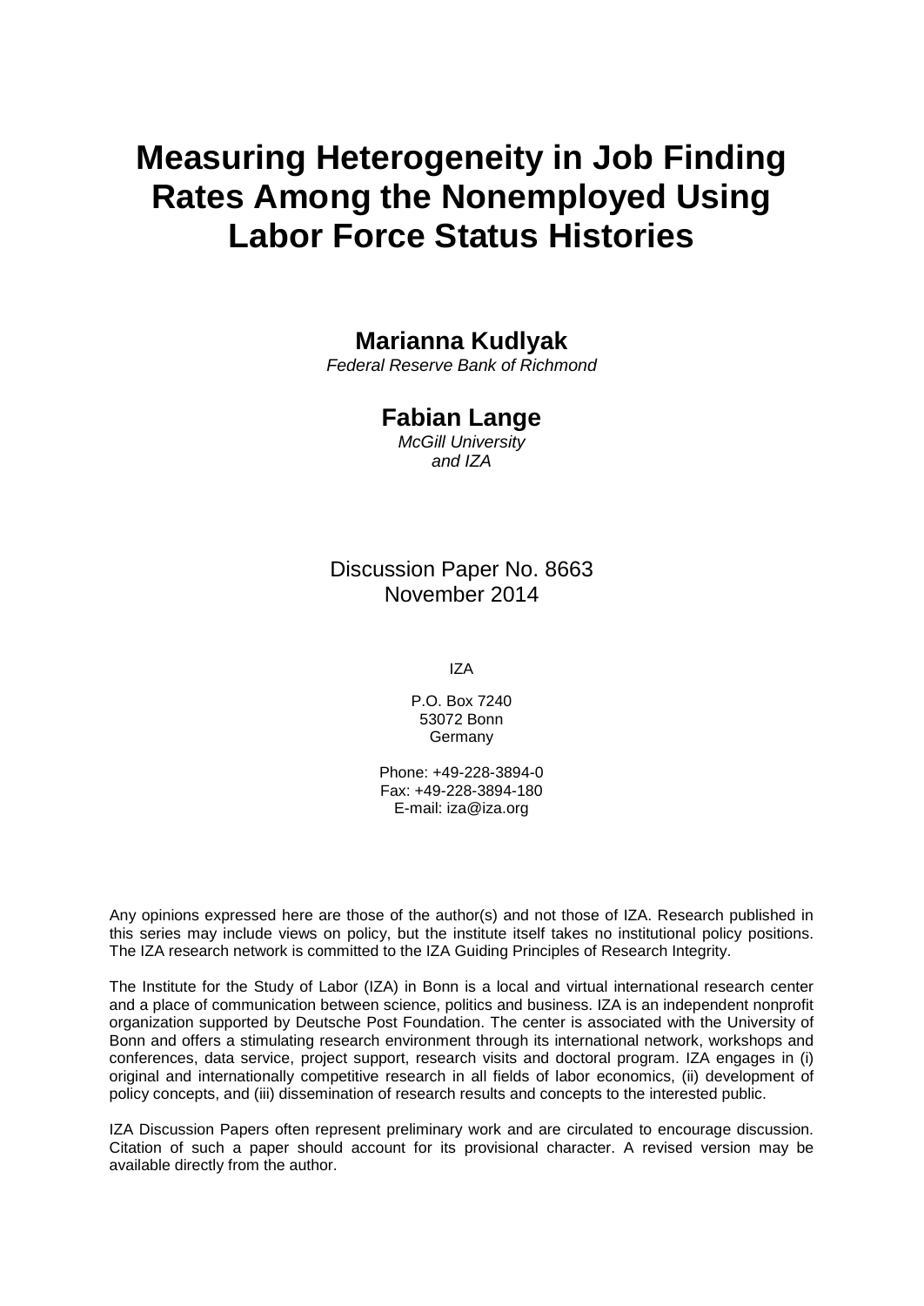# Measuring Heterogeneity in Job Finding Rates Among the Nonemployed Using Labor Force Status Histories

**Marianna Kudlyak**
*Federal Reserve Bank of Richmond*

**Fabian Lange**
*McGill University and IZA*

Discussion Paper No. 8663
November 2014

IZA

P.O. Box 7240
53072 Bonn
Germany

Phone: +49-228-3894-0
Fax: +49-228-3894-180
E-mail: iza@iza.org

Any opinions expressed here are those of the author(s) and not those of IZA. Research published in this series may include views on policy, but the institute itself takes no institutional policy positions. The IZA research network is committed to the IZA Guiding Principles of Research Integrity.

The Institute for the Study of Labor (IZA) in Bonn is a local and virtual international research center and a place of communication between science, politics and business. IZA is an independent nonprofit organization supported by Deutsche Post Foundation. The center is associated with the University of Bonn and offers a stimulating research environment through its international network, workshops and conferences, data service, project support, research visits and doctoral program. IZA engages in (i) original and internationally competitive research in all fields of labor economics, (ii) development of policy concepts, and (iii) dissemination of research results and concepts to the interested public.

IZA Discussion Papers often represent preliminary work and are circulated to encourage discussion. Citation of such a paper should account for its provisional character. A revised version may be available directly from the author.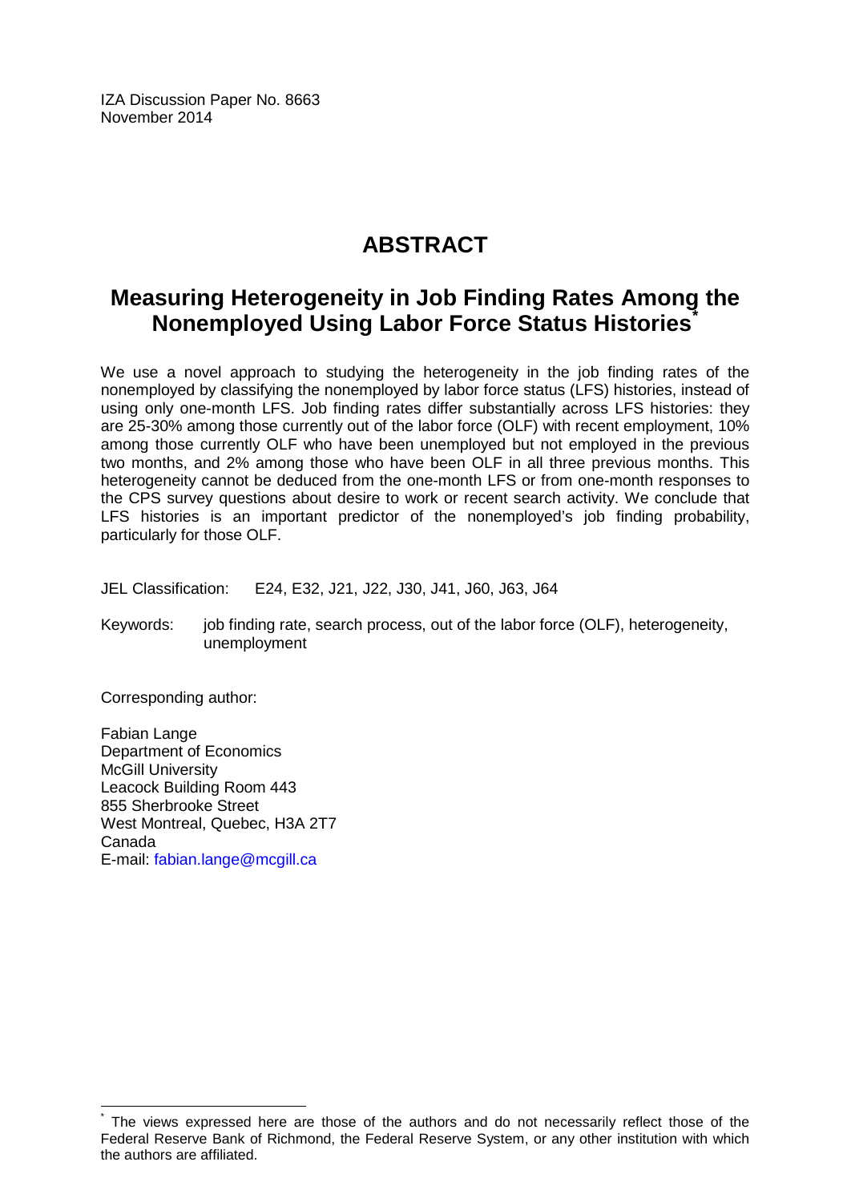IZA Discussion Paper No. 8663
November 2014

# ABSTRACT

## Measuring Heterogeneity in Job Finding Rates Among the Nonemployed Using Labor Force Status Histories*

We use a novel approach to studying the heterogeneity in the job finding rates of the nonemployed by classifying the nonemployed by labor force status (LFS) histories, instead of using only one-month LFS. Job finding rates differ substantially across LFS histories: they are 25-30% among those currently out of the labor force (OLF) with recent employment, 10% among those currently OLF who have been unemployed but not employed in the previous two months, and 2% among those who have been OLF in all three previous months. This heterogeneity cannot be deduced from the one-month LFS or from one-month responses to the CPS survey questions about desire to work or recent search activity. We conclude that LFS histories is an important predictor of the nonemployed's job finding probability, particularly for those OLF.

JEL Classification: E24, E32, J21, J22, J30, J41, J60, J63, J64

Keywords: job finding rate, search process, out of the labor force (OLF), heterogeneity, unemployment

Corresponding author:

Fabian Lange
Department of Economics
McGill University
Leacock Building Room 443
855 Sherbrooke Street
West Montreal, Quebec, H3A 2T7
Canada
E-mail: fabian.lange@mcgill.ca

* The views expressed here are those of the authors and do not necessarily reflect those of the Federal Reserve Bank of Richmond, the Federal Reserve System, or any other institution with which the authors are affiliated.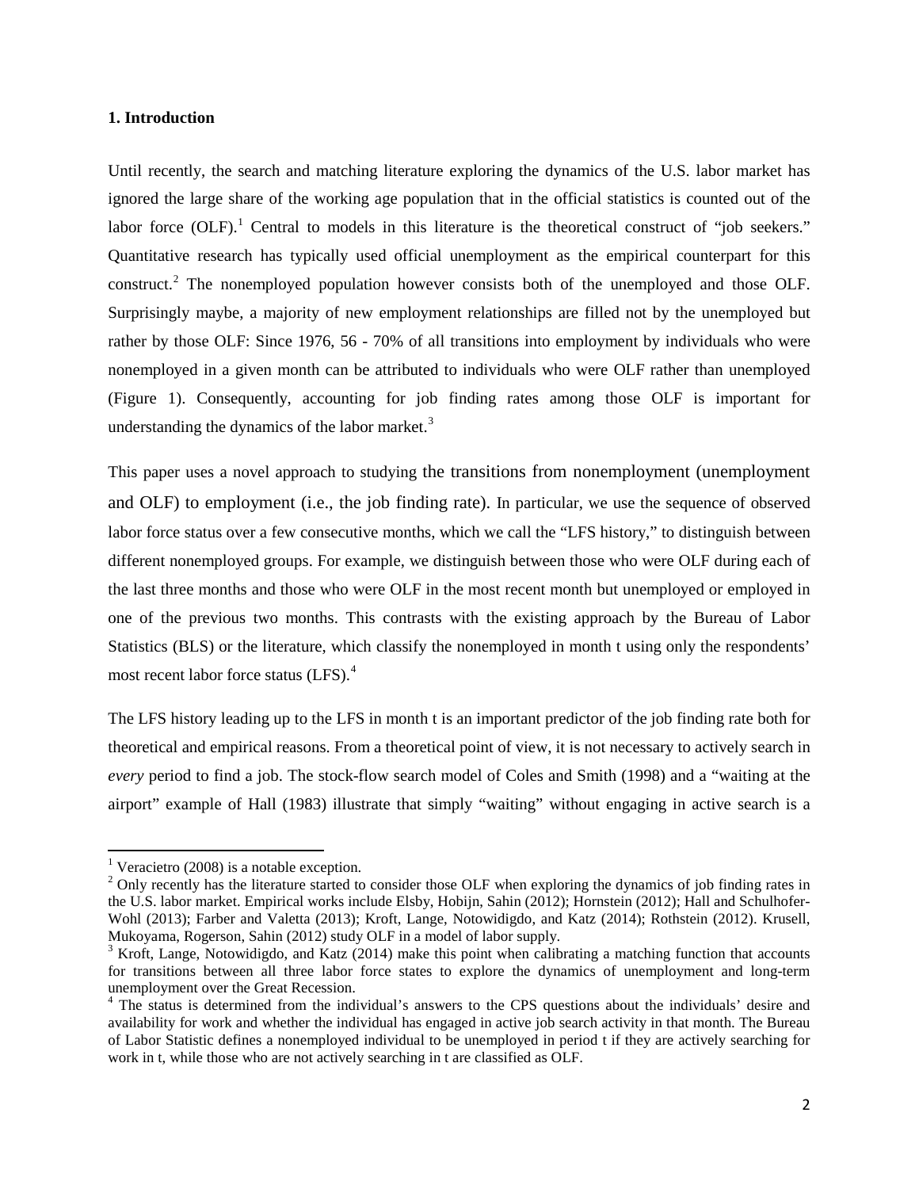## 1. Introduction

Until recently, the search and matching literature exploring the dynamics of the U.S. labor market has ignored the large share of the working age population that in the official statistics is counted out of the labor force (OLF).[1] Central to models in this literature is the theoretical construct of "job seekers." Quantitative research has typically used official unemployment as the empirical counterpart for this construct.[2] The nonemployed population however consists both of the unemployed and those OLF. Surprisingly maybe, a majority of new employment relationships are filled not by the unemployed but rather by those OLF: Since 1976, 56 - 70% of all transitions into employment by individuals who were nonemployed in a given month can be attributed to individuals who were OLF rather than unemployed (Figure 1). Consequently, accounting for job finding rates among those OLF is important for understanding the dynamics of the labor market.[3]

This paper uses a novel approach to studying the transitions from nonemployment (unemployment and OLF) to employment (i.e., the job finding rate). In particular, we use the sequence of observed labor force status over a few consecutive months, which we call the "LFS history," to distinguish between different nonemployed groups. For example, we distinguish between those who were OLF during each of the last three months and those who were OLF in the most recent month but unemployed or employed in one of the previous two months. This contrasts with the existing approach by the Bureau of Labor Statistics (BLS) or the literature, which classify the nonemployed in month t using only the respondents' most recent labor force status (LFS).[4]

The LFS history leading up to the LFS in month t is an important predictor of the job finding rate both for theoretical and empirical reasons. From a theoretical point of view, it is not necessary to actively search in *every* period to find a job. The stock-flow search model of Coles and Smith (1998) and a "waiting at the airport" example of Hall (1983) illustrate that simply "waiting" without engaging in active search is a

---

[1] Veracietro (2008) is a notable exception.

[2] Only recently has the literature started to consider those OLF when exploring the dynamics of job finding rates in the U.S. labor market. Empirical works include Elsby, Hobijn, Sahin (2012); Hornstein (2012); Hall and Schulhofer-Wohl (2013); Farber and Valetta (2013); Kroft, Lange, Notowidigdo, and Katz (2014); Rothstein (2012). Krusell, Mukoyama, Rogerson, Sahin (2012) study OLF in a model of labor supply.

[3] Kroft, Lange, Notowidigdo, and Katz (2014) make this point when calibrating a matching function that accounts for transitions between all three labor force states to explore the dynamics of unemployment and long-term unemployment over the Great Recession.

[4] The status is determined from the individual's answers to the CPS questions about the individuals' desire and availability for work and whether the individual has engaged in active job search activity in that month. The Bureau of Labor Statistic defines a nonemployed individual to be unemployed in period t if they are actively searching for work in t, while those who are not actively searching in t are classified as OLF.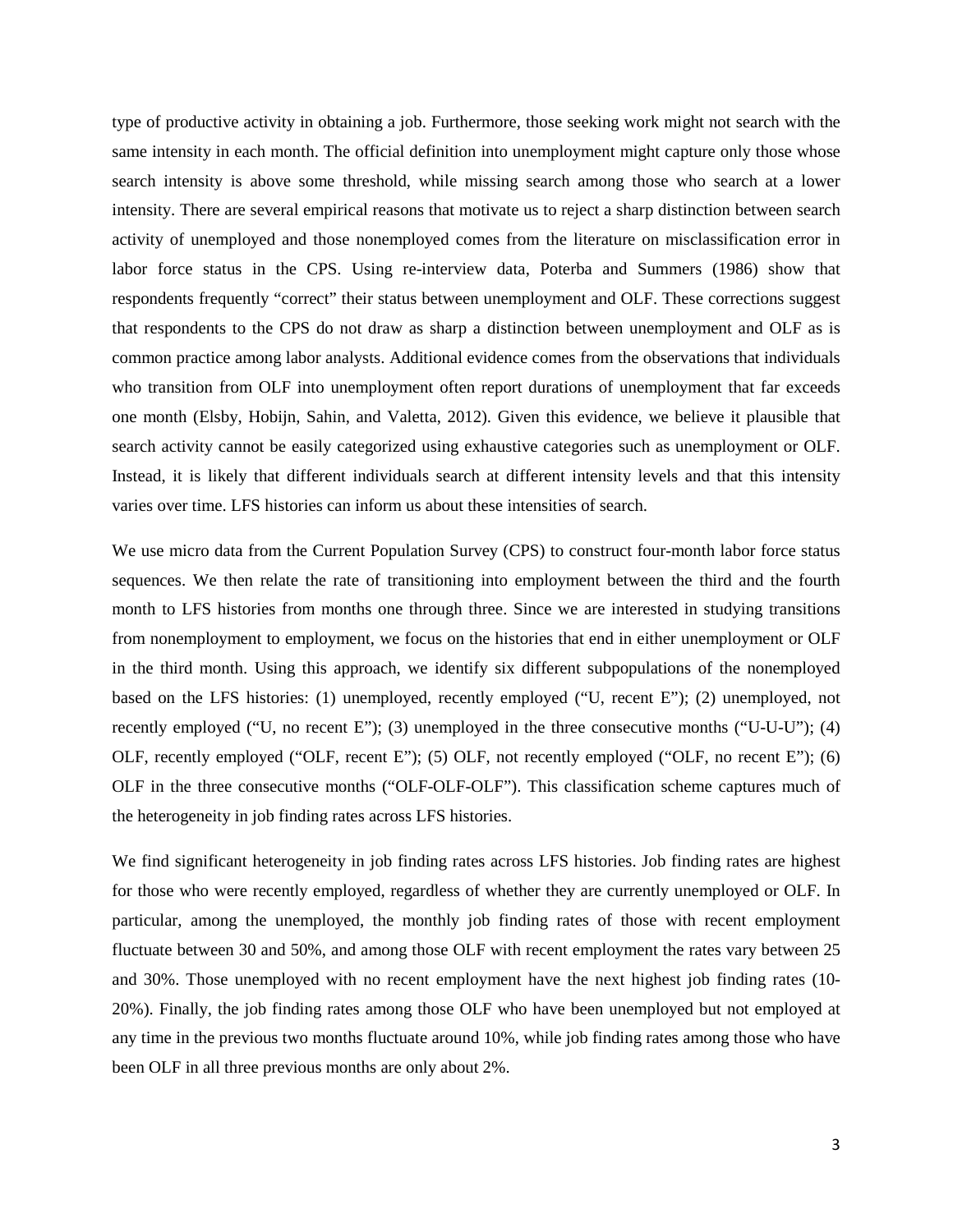type of productive activity in obtaining a job. Furthermore, those seeking work might not search with the same intensity in each month. The official definition into unemployment might capture only those whose search intensity is above some threshold, while missing search among those who search at a lower intensity. There are several empirical reasons that motivate us to reject a sharp distinction between search activity of unemployed and those nonemployed comes from the literature on misclassification error in labor force status in the CPS. Using re-interview data, Poterba and Summers (1986) show that respondents frequently "correct" their status between unemployment and OLF. These corrections suggest that respondents to the CPS do not draw as sharp a distinction between unemployment and OLF as is common practice among labor analysts. Additional evidence comes from the observations that individuals who transition from OLF into unemployment often report durations of unemployment that far exceeds one month (Elsby, Hobijn, Sahin, and Valetta, 2012). Given this evidence, we believe it plausible that search activity cannot be easily categorized using exhaustive categories such as unemployment or OLF. Instead, it is likely that different individuals search at different intensity levels and that this intensity varies over time. LFS histories can inform us about these intensities of search.

We use micro data from the Current Population Survey (CPS) to construct four-month labor force status sequences. We then relate the rate of transitioning into employment between the third and the fourth month to LFS histories from months one through three. Since we are interested in studying transitions from nonemployment to employment, we focus on the histories that end in either unemployment or OLF in the third month. Using this approach, we identify six different subpopulations of the nonemployed based on the LFS histories: (1) unemployed, recently employed ("U, recent E"); (2) unemployed, not recently employed ("U, no recent E"); (3) unemployed in the three consecutive months ("U-U-U"); (4) OLF, recently employed ("OLF, recent E"); (5) OLF, not recently employed ("OLF, no recent E"); (6) OLF in the three consecutive months ("OLF-OLF-OLF"). This classification scheme captures much of the heterogeneity in job finding rates across LFS histories.

We find significant heterogeneity in job finding rates across LFS histories. Job finding rates are highest for those who were recently employed, regardless of whether they are currently unemployed or OLF. In particular, among the unemployed, the monthly job finding rates of those with recent employment fluctuate between 30 and 50%, and among those OLF with recent employment the rates vary between 25 and 30%. Those unemployed with no recent employment have the next highest job finding rates (10-20%). Finally, the job finding rates among those OLF who have been unemployed but not employed at any time in the previous two months fluctuate around 10%, while job finding rates among those who have been OLF in all three previous months are only about 2%.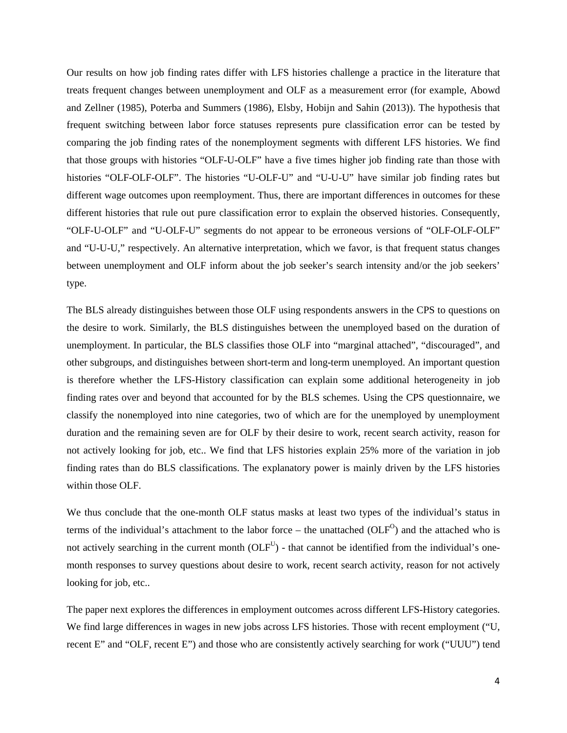Our results on how job finding rates differ with LFS histories challenge a practice in the literature that treats frequent changes between unemployment and OLF as a measurement error (for example, Abowd and Zellner (1985), Poterba and Summers (1986), Elsby, Hobijn and Sahin (2013)). The hypothesis that frequent switching between labor force statuses represents pure classification error can be tested by comparing the job finding rates of the nonemployment segments with different LFS histories. We find that those groups with histories "OLF-U-OLF" have a five times higher job finding rate than those with histories "OLF-OLF-OLF". The histories "U-OLF-U" and "U-U-U" have similar job finding rates but different wage outcomes upon reemployment. Thus, there are important differences in outcomes for these different histories that rule out pure classification error to explain the observed histories. Consequently, "OLF-U-OLF" and "U-OLF-U" segments do not appear to be erroneous versions of "OLF-OLF-OLF" and "U-U-U," respectively. An alternative interpretation, which we favor, is that frequent status changes between unemployment and OLF inform about the job seeker's search intensity and/or the job seekers' type.

The BLS already distinguishes between those OLF using respondents answers in the CPS to questions on the desire to work. Similarly, the BLS distinguishes between the unemployed based on the duration of unemployment. In particular, the BLS classifies those OLF into "marginal attached", "discouraged", and other subgroups, and distinguishes between short-term and long-term unemployed. An important question is therefore whether the LFS-History classification can explain some additional heterogeneity in job finding rates over and beyond that accounted for by the BLS schemes. Using the CPS questionnaire, we classify the nonemployed into nine categories, two of which are for the unemployed by unemployment duration and the remaining seven are for OLF by their desire to work, recent search activity, reason for not actively looking for job, etc.. We find that LFS histories explain 25% more of the variation in job finding rates than do BLS classifications. The explanatory power is mainly driven by the LFS histories within those OLF.

We thus conclude that the one-month OLF status masks at least two types of the individual's status in terms of the individual's attachment to the labor force – the unattached ($OLF^O$) and the attached who is not actively searching in the current month ($OLF^U$) - that cannot be identified from the individual's one-month responses to survey questions about desire to work, recent search activity, reason for not actively looking for job, etc..

The paper next explores the differences in employment outcomes across different LFS-History categories. We find large differences in wages in new jobs across LFS histories. Those with recent employment ("U, recent E" and "OLF, recent E") and those who are consistently actively searching for work ("UUU") tend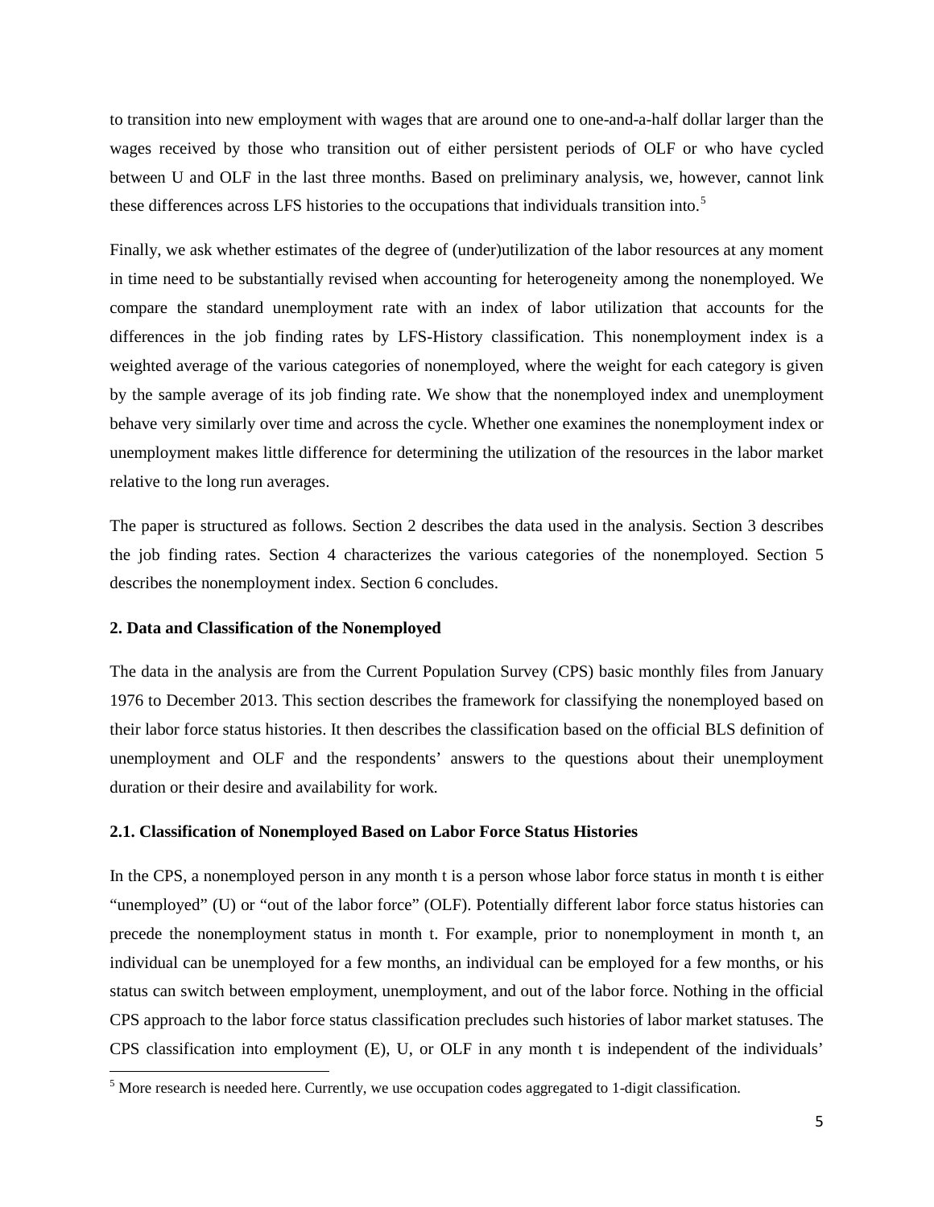to transition into new employment with wages that are around one to one-and-a-half dollar larger than the wages received by those who transition out of either persistent periods of OLF or who have cycled between U and OLF in the last three months. Based on preliminary analysis, we, however, cannot link these differences across LFS histories to the occupations that individuals transition into.[5]

Finally, we ask whether estimates of the degree of (under)utilization of the labor resources at any moment in time need to be substantially revised when accounting for heterogeneity among the nonemployed. We compare the standard unemployment rate with an index of labor utilization that accounts for the differences in the job finding rates by LFS-History classification. This nonemployment index is a weighted average of the various categories of nonemployed, where the weight for each category is given by the sample average of its job finding rate. We show that the nonemployed index and unemployment behave very similarly over time and across the cycle. Whether one examines the nonemployment index or unemployment makes little difference for determining the utilization of the resources in the labor market relative to the long run averages.

The paper is structured as follows. Section 2 describes the data used in the analysis. Section 3 describes the job finding rates. Section 4 characterizes the various categories of the nonemployed. Section 5 describes the nonemployment index. Section 6 concludes.

## 2. Data and Classification of the Nonemployed

The data in the analysis are from the Current Population Survey (CPS) basic monthly files from January 1976 to December 2013. This section describes the framework for classifying the nonemployed based on their labor force status histories. It then describes the classification based on the official BLS definition of unemployment and OLF and the respondents' answers to the questions about their unemployment duration or their desire and availability for work.

### 2.1. Classification of Nonemployed Based on Labor Force Status Histories

In the CPS, a nonemployed person in any month t is a person whose labor force status in month t is either "unemployed" (U) or "out of the labor force" (OLF). Potentially different labor force status histories can precede the nonemployment status in month t. For example, prior to nonemployment in month t, an individual can be unemployed for a few months, an individual can be employed for a few months, or his status can switch between employment, unemployment, and out of the labor force. Nothing in the official CPS approach to the labor force status classification precludes such histories of labor market statuses. The CPS classification into employment (E), U, or OLF in any month t is independent of the individuals'

[5] More research is needed here. Currently, we use occupation codes aggregated to 1-digit classification.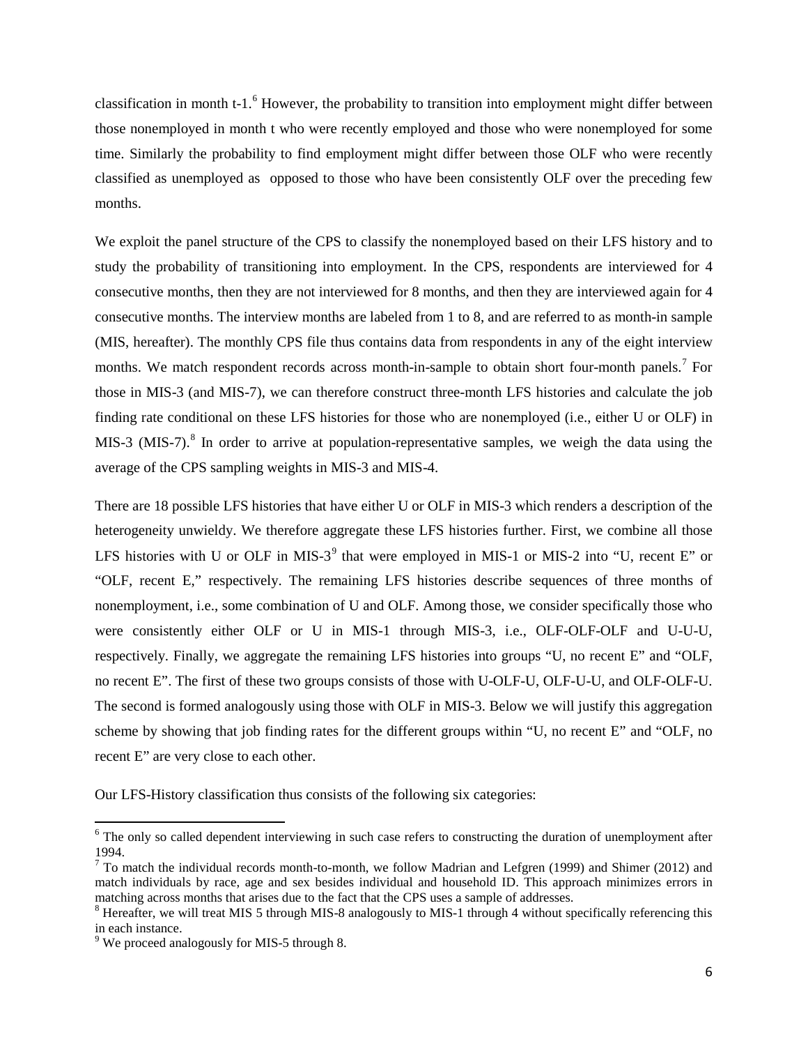classification in month t-1.[6] However, the probability to transition into employment might differ between those nonemployed in month t who were recently employed and those who were nonemployed for some time. Similarly the probability to find employment might differ between those OLF who were recently classified as unemployed as opposed to those who have been consistently OLF over the preceding few months.

We exploit the panel structure of the CPS to classify the nonemployed based on their LFS history and to study the probability of transitioning into employment. In the CPS, respondents are interviewed for 4 consecutive months, then they are not interviewed for 8 months, and then they are interviewed again for 4 consecutive months. The interview months are labeled from 1 to 8, and are referred to as month-in sample (MIS, hereafter). The monthly CPS file thus contains data from respondents in any of the eight interview months. We match respondent records across month-in-sample to obtain short four-month panels.[7] For those in MIS-3 (and MIS-7), we can therefore construct three-month LFS histories and calculate the job finding rate conditional on these LFS histories for those who are nonemployed (i.e., either U or OLF) in MIS-3 (MIS-7).[8] In order to arrive at population-representative samples, we weigh the data using the average of the CPS sampling weights in MIS-3 and MIS-4.

There are 18 possible LFS histories that have either U or OLF in MIS-3 which renders a description of the heterogeneity unwieldy. We therefore aggregate these LFS histories further. First, we combine all those LFS histories with U or OLF in MIS-3[9] that were employed in MIS-1 or MIS-2 into "U, recent E" or "OLF, recent E," respectively. The remaining LFS histories describe sequences of three months of nonemployment, i.e., some combination of U and OLF. Among those, we consider specifically those who were consistently either OLF or U in MIS-1 through MIS-3, i.e., OLF-OLF-OLF and U-U-U, respectively. Finally, we aggregate the remaining LFS histories into groups "U, no recent E" and "OLF, no recent E". The first of these two groups consists of those with U-OLF-U, OLF-U-U, and OLF-OLF-U. The second is formed analogously using those with OLF in MIS-3. Below we will justify this aggregation scheme by showing that job finding rates for the different groups within "U, no recent E" and "OLF, no recent E" are very close to each other.

Our LFS-History classification thus consists of the following six categories:

[6] The only so called dependent interviewing in such case refers to constructing the duration of unemployment after 1994.

[7] To match the individual records month-to-month, we follow Madrian and Lefgren (1999) and Shimer (2012) and match individuals by race, age and sex besides individual and household ID. This approach minimizes errors in matching across months that arises due to the fact that the CPS uses a sample of addresses.

[8] Hereafter, we will treat MIS 5 through MIS-8 analogously to MIS-1 through 4 without specifically referencing this in each instance.

[9] We proceed analogously for MIS-5 through 8.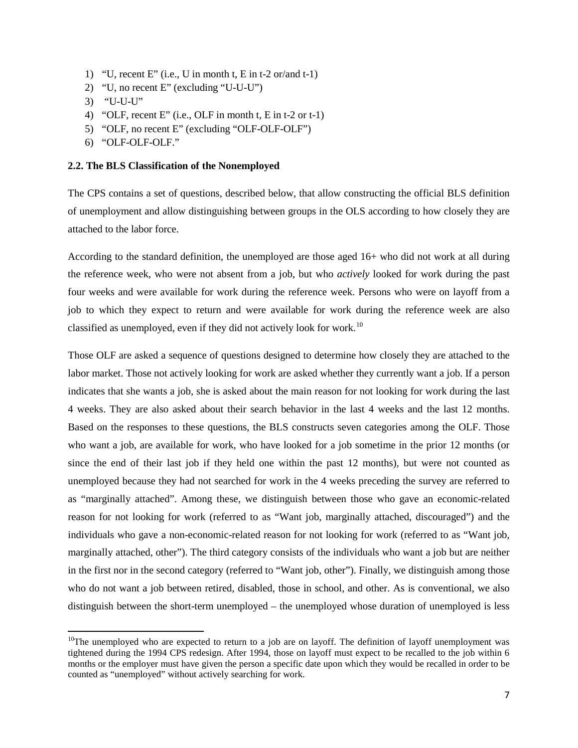1) "U, recent E" (i.e., U in month t, E in t-2 or/and t-1)
2) "U, no recent E" (excluding "U-U-U")
3) "U-U-U"
4) "OLF, recent E" (i.e., OLF in month t, E in t-2 or t-1)
5) "OLF, no recent E" (excluding "OLF-OLF-OLF")
6) "OLF-OLF-OLF."

### 2.2. The BLS Classification of the Nonemployed

The CPS contains a set of questions, described below, that allow constructing the official BLS definition of unemployment and allow distinguishing between groups in the OLS according to how closely they are attached to the labor force.

According to the standard definition, the unemployed are those aged 16+ who did not work at all during the reference week, who were not absent from a job, but who *actively* looked for work during the past four weeks and were available for work during the reference week. Persons who were on layoff from a job to which they expect to return and were available for work during the reference week are also classified as unemployed, even if they did not actively look for work.[10]

Those OLF are asked a sequence of questions designed to determine how closely they are attached to the labor market. Those not actively looking for work are asked whether they currently want a job. If a person indicates that she wants a job, she is asked about the main reason for not looking for work during the last 4 weeks. They are also asked about their search behavior in the last 4 weeks and the last 12 months. Based on the responses to these questions, the BLS constructs seven categories among the OLF. Those who want a job, are available for work, who have looked for a job sometime in the prior 12 months (or since the end of their last job if they held one within the past 12 months), but were not counted as unemployed because they had not searched for work in the 4 weeks preceding the survey are referred to as "marginally attached". Among these, we distinguish between those who gave an economic-related reason for not looking for work (referred to as "Want job, marginally attached, discouraged") and the individuals who gave a non-economic-related reason for not looking for work (referred to as "Want job, marginally attached, other"). The third category consists of the individuals who want a job but are neither in the first nor in the second category (referred to "Want job, other"). Finally, we distinguish among those who do not want a job between retired, disabled, those in school, and other. As is conventional, we also distinguish between the short-term unemployed – the unemployed whose duration of unemployed is less

[10]The unemployed who are expected to return to a job are on layoff. The definition of layoff unemployment was tightened during the 1994 CPS redesign. After 1994, those on layoff must expect to be recalled to the job within 6 months or the employer must have given the person a specific date upon which they would be recalled in order to be counted as "unemployed" without actively searching for work.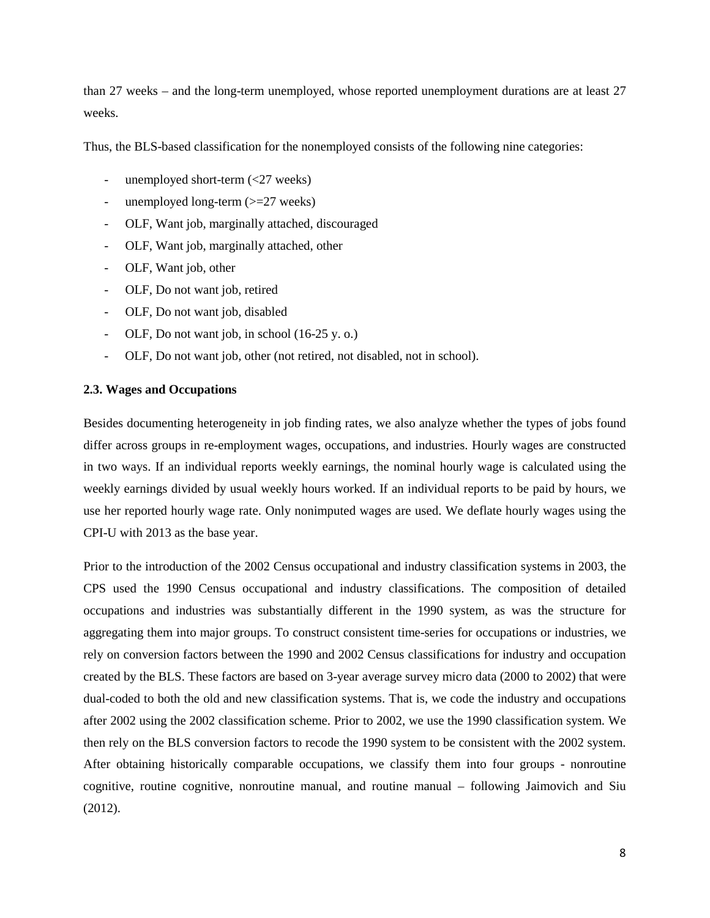than 27 weeks – and the long-term unemployed, whose reported unemployment durations are at least 27 weeks.

Thus, the BLS-based classification for the nonemployed consists of the following nine categories:

- unemployed short-term (<27 weeks)
- unemployed long-term (>=27 weeks)
- OLF, Want job, marginally attached, discouraged
- OLF, Want job, marginally attached, other
- OLF, Want job, other
- OLF, Do not want job, retired
- OLF, Do not want job, disabled
- OLF, Do not want job, in school (16-25 y. o.)
- OLF, Do not want job, other (not retired, not disabled, not in school).

### 2.3. Wages and Occupations

Besides documenting heterogeneity in job finding rates, we also analyze whether the types of jobs found differ across groups in re-employment wages, occupations, and industries. Hourly wages are constructed in two ways. If an individual reports weekly earnings, the nominal hourly wage is calculated using the weekly earnings divided by usual weekly hours worked. If an individual reports to be paid by hours, we use her reported hourly wage rate. Only nonimputed wages are used. We deflate hourly wages using the CPI-U with 2013 as the base year.

Prior to the introduction of the 2002 Census occupational and industry classification systems in 2003, the CPS used the 1990 Census occupational and industry classifications. The composition of detailed occupations and industries was substantially different in the 1990 system, as was the structure for aggregating them into major groups. To construct consistent time-series for occupations or industries, we rely on conversion factors between the 1990 and 2002 Census classifications for industry and occupation created by the BLS. These factors are based on 3-year average survey micro data (2000 to 2002) that were dual-coded to both the old and new classification systems. That is, we code the industry and occupations after 2002 using the 2002 classification scheme. Prior to 2002, we use the 1990 classification system. We then rely on the BLS conversion factors to recode the 1990 system to be consistent with the 2002 system. After obtaining historically comparable occupations, we classify them into four groups - nonroutine cognitive, routine cognitive, nonroutine manual, and routine manual – following Jaimovich and Siu (2012).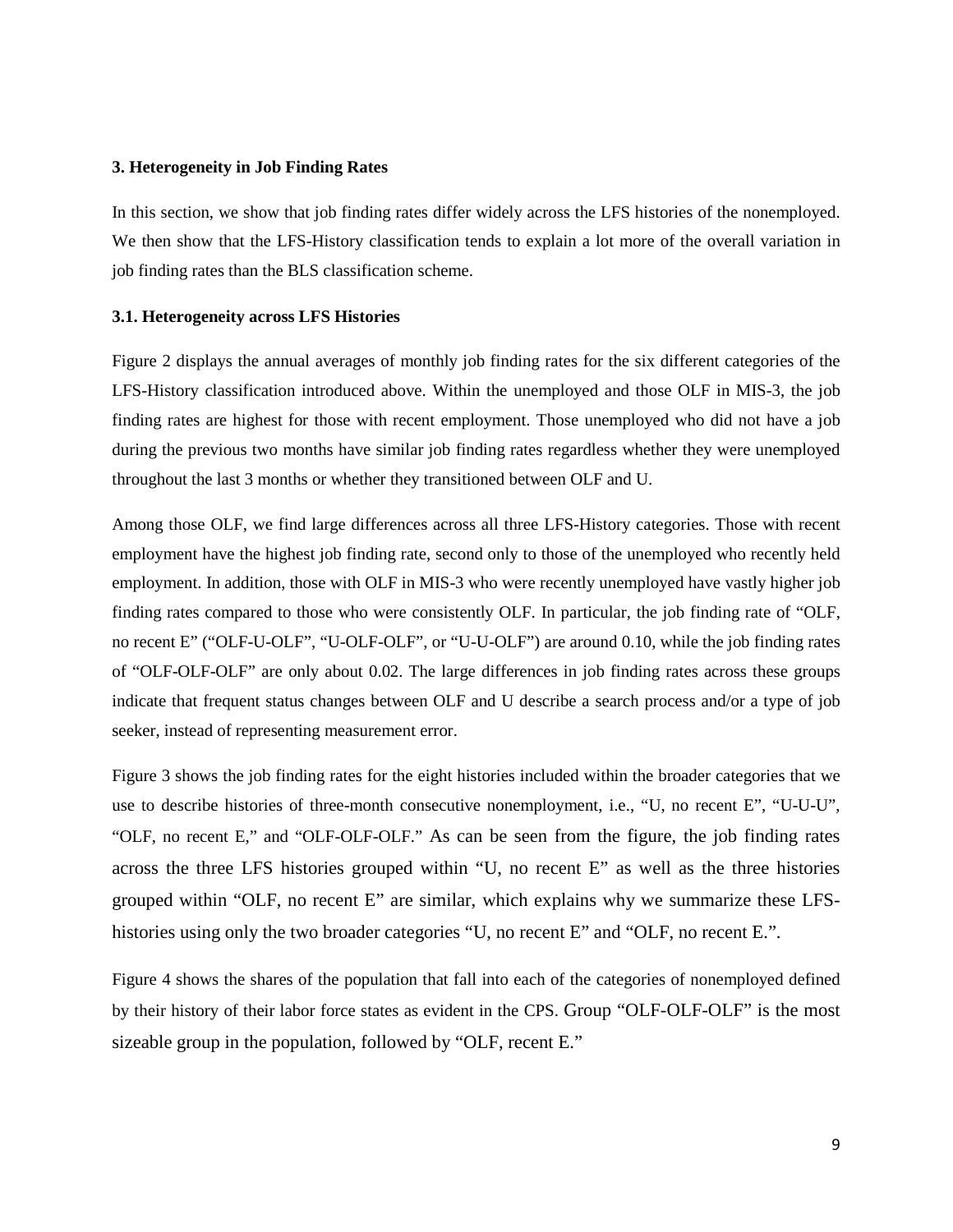### 3. Heterogeneity in Job Finding Rates

In this section, we show that job finding rates differ widely across the LFS histories of the nonemployed. We then show that the LFS-History classification tends to explain a lot more of the overall variation in job finding rates than the BLS classification scheme.

#### 3.1. Heterogeneity across LFS Histories

Figure 2 displays the annual averages of monthly job finding rates for the six different categories of the LFS-History classification introduced above. Within the unemployed and those OLF in MIS-3, the job finding rates are highest for those with recent employment. Those unemployed who did not have a job during the previous two months have similar job finding rates regardless whether they were unemployed throughout the last 3 months or whether they transitioned between OLF and U.

Among those OLF, we find large differences across all three LFS-History categories. Those with recent employment have the highest job finding rate, second only to those of the unemployed who recently held employment. In addition, those with OLF in MIS-3 who were recently unemployed have vastly higher job finding rates compared to those who were consistently OLF. In particular, the job finding rate of "OLF, no recent E" ("OLF-U-OLF", "U-OLF-OLF", or "U-U-OLF") are around 0.10, while the job finding rates of "OLF-OLF-OLF" are only about 0.02. The large differences in job finding rates across these groups indicate that frequent status changes between OLF and U describe a search process and/or a type of job seeker, instead of representing measurement error.

Figure 3 shows the job finding rates for the eight histories included within the broader categories that we use to describe histories of three-month consecutive nonemployment, i.e., "U, no recent E", "U-U-U", "OLF, no recent E," and "OLF-OLF-OLF." As can be seen from the figure, the job finding rates across the three LFS histories grouped within "U, no recent E" as well as the three histories grouped within "OLF, no recent E" are similar, which explains why we summarize these LFS-histories using only the two broader categories "U, no recent E" and "OLF, no recent E.".

Figure 4 shows the shares of the population that fall into each of the categories of nonemployed defined by their history of their labor force states as evident in the CPS. Group "OLF-OLF-OLF" is the most sizeable group in the population, followed by "OLF, recent E."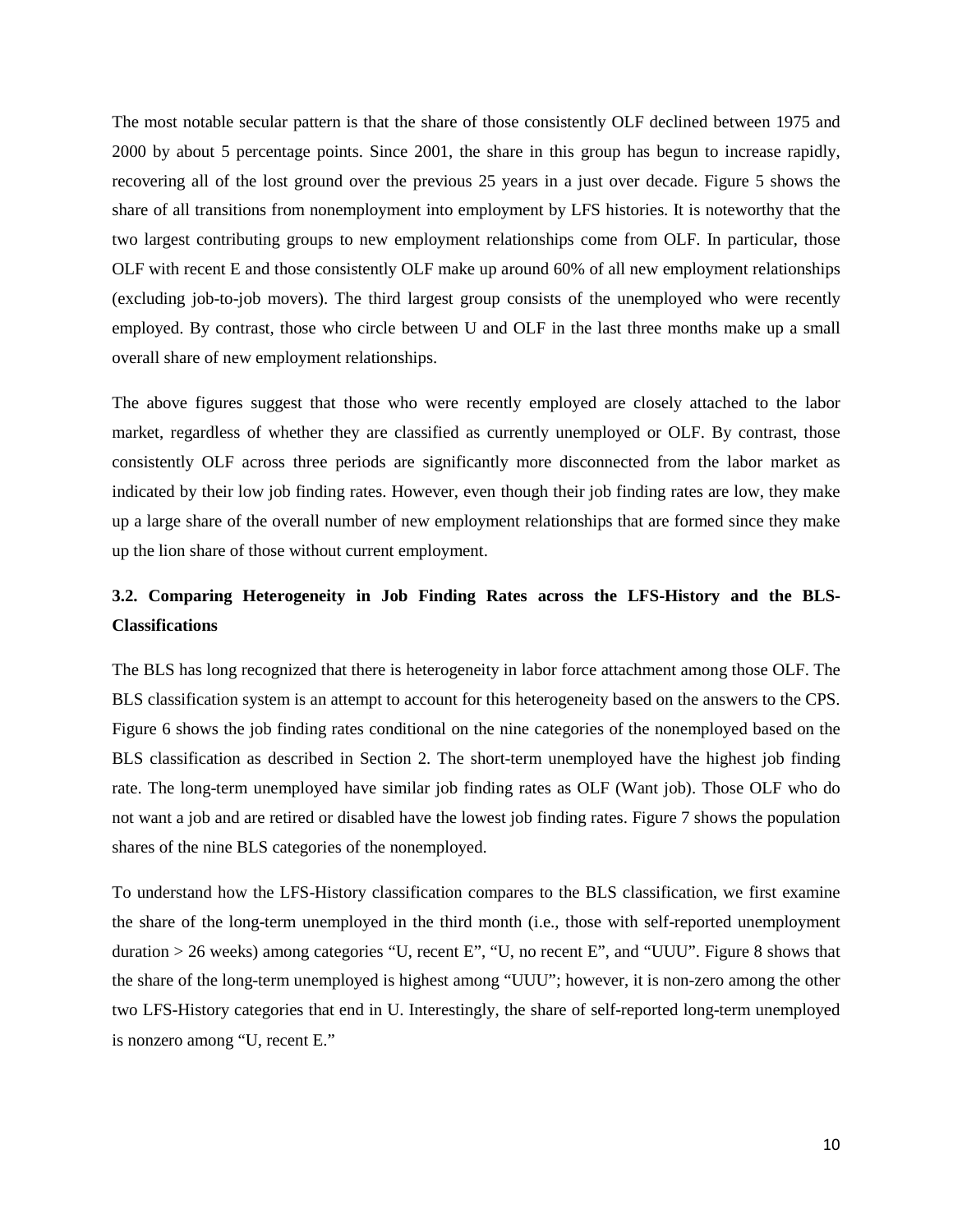The most notable secular pattern is that the share of those consistently OLF declined between 1975 and 2000 by about 5 percentage points. Since 2001, the share in this group has begun to increase rapidly, recovering all of the lost ground over the previous 25 years in a just over decade. Figure 5 shows the share of all transitions from nonemployment into employment by LFS histories. It is noteworthy that the two largest contributing groups to new employment relationships come from OLF. In particular, those OLF with recent E and those consistently OLF make up around 60% of all new employment relationships (excluding job-to-job movers). The third largest group consists of the unemployed who were recently employed. By contrast, those who circle between U and OLF in the last three months make up a small overall share of new employment relationships.

The above figures suggest that those who were recently employed are closely attached to the labor market, regardless of whether they are classified as currently unemployed or OLF. By contrast, those consistently OLF across three periods are significantly more disconnected from the labor market as indicated by their low job finding rates. However, even though their job finding rates are low, they make up a large share of the overall number of new employment relationships that are formed since they make up the lion share of those without current employment.

### 3.2. Comparing Heterogeneity in Job Finding Rates across the LFS-History and the BLS-Classifications

The BLS has long recognized that there is heterogeneity in labor force attachment among those OLF. The BLS classification system is an attempt to account for this heterogeneity based on the answers to the CPS. Figure 6 shows the job finding rates conditional on the nine categories of the nonemployed based on the BLS classification as described in Section 2. The short-term unemployed have the highest job finding rate. The long-term unemployed have similar job finding rates as OLF (Want job). Those OLF who do not want a job and are retired or disabled have the lowest job finding rates. Figure 7 shows the population shares of the nine BLS categories of the nonemployed.

To understand how the LFS-History classification compares to the BLS classification, we first examine the share of the long-term unemployed in the third month (i.e., those with self-reported unemployment duration > 26 weeks) among categories "U, recent E", "U, no recent E", and "UUU". Figure 8 shows that the share of the long-term unemployed is highest among "UUU"; however, it is non-zero among the other two LFS-History categories that end in U. Interestingly, the share of self-reported long-term unemployed is nonzero among "U, recent E."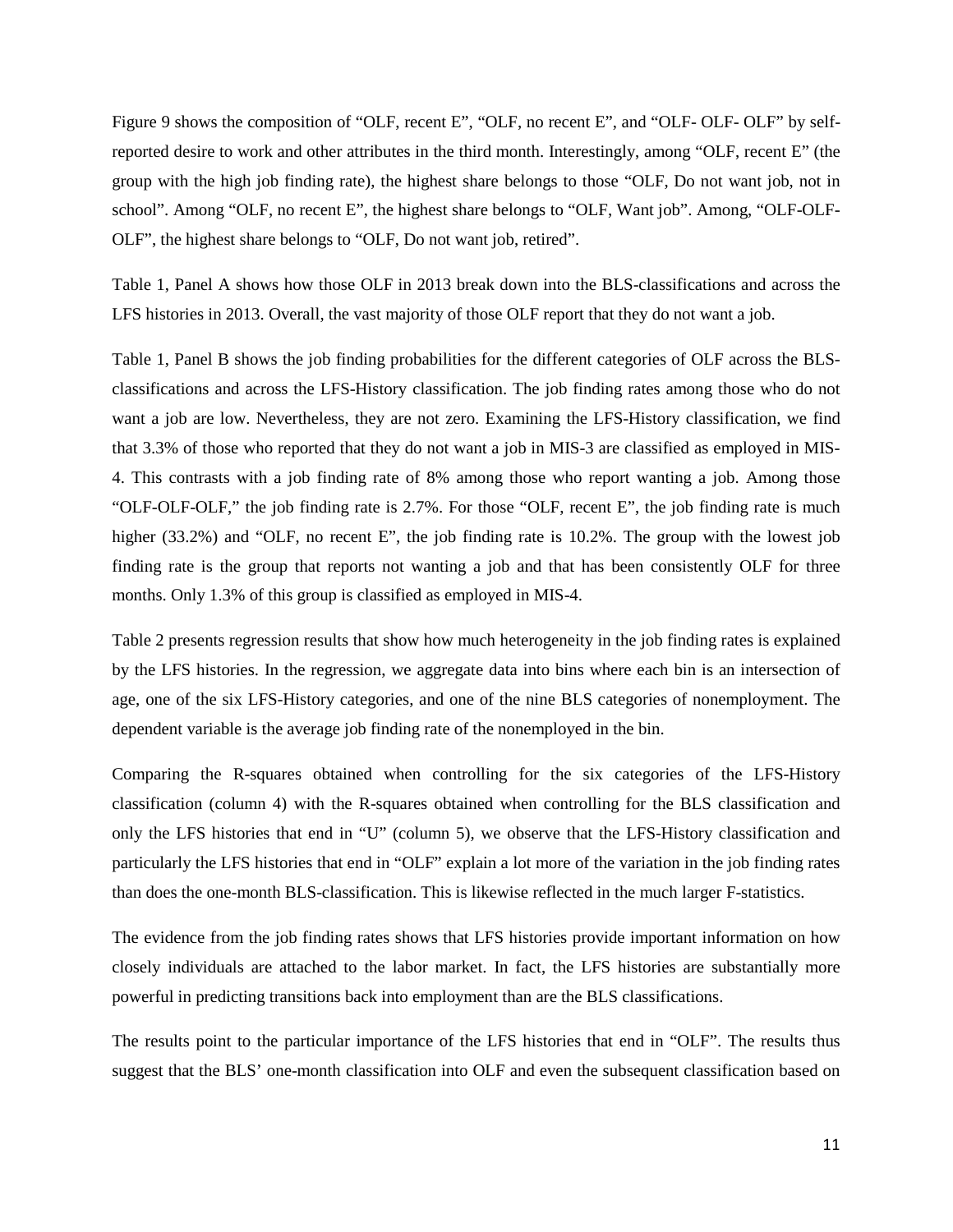Figure 9 shows the composition of "OLF, recent E", "OLF, no recent E", and "OLF- OLF- OLF" by self-reported desire to work and other attributes in the third month. Interestingly, among "OLF, recent E" (the group with the high job finding rate), the highest share belongs to those "OLF, Do not want job, not in school". Among "OLF, no recent E", the highest share belongs to "OLF, Want job". Among, "OLF-OLF-OLF", the highest share belongs to "OLF, Do not want job, retired".

Table 1, Panel A shows how those OLF in 2013 break down into the BLS-classifications and across the LFS histories in 2013. Overall, the vast majority of those OLF report that they do not want a job.

Table 1, Panel B shows the job finding probabilities for the different categories of OLF across the BLS-classifications and across the LFS-History classification. The job finding rates among those who do not want a job are low. Nevertheless, they are not zero. Examining the LFS-History classification, we find that 3.3% of those who reported that they do not want a job in MIS-3 are classified as employed in MIS-4. This contrasts with a job finding rate of 8% among those who report wanting a job. Among those "OLF-OLF-OLF," the job finding rate is 2.7%. For those "OLF, recent E", the job finding rate is much higher (33.2%) and "OLF, no recent E", the job finding rate is 10.2%. The group with the lowest job finding rate is the group that reports not wanting a job and that has been consistently OLF for three months. Only 1.3% of this group is classified as employed in MIS-4.

Table 2 presents regression results that show how much heterogeneity in the job finding rates is explained by the LFS histories. In the regression, we aggregate data into bins where each bin is an intersection of age, one of the six LFS-History categories, and one of the nine BLS categories of nonemployment. The dependent variable is the average job finding rate of the nonemployed in the bin.

Comparing the R-squares obtained when controlling for the six categories of the LFS-History classification (column 4) with the R-squares obtained when controlling for the BLS classification and only the LFS histories that end in "U" (column 5), we observe that the LFS-History classification and particularly the LFS histories that end in "OLF" explain a lot more of the variation in the job finding rates than does the one-month BLS-classification. This is likewise reflected in the much larger F-statistics.

The evidence from the job finding rates shows that LFS histories provide important information on how closely individuals are attached to the labor market. In fact, the LFS histories are substantially more powerful in predicting transitions back into employment than are the BLS classifications.

The results point to the particular importance of the LFS histories that end in "OLF". The results thus suggest that the BLS' one-month classification into OLF and even the subsequent classification based on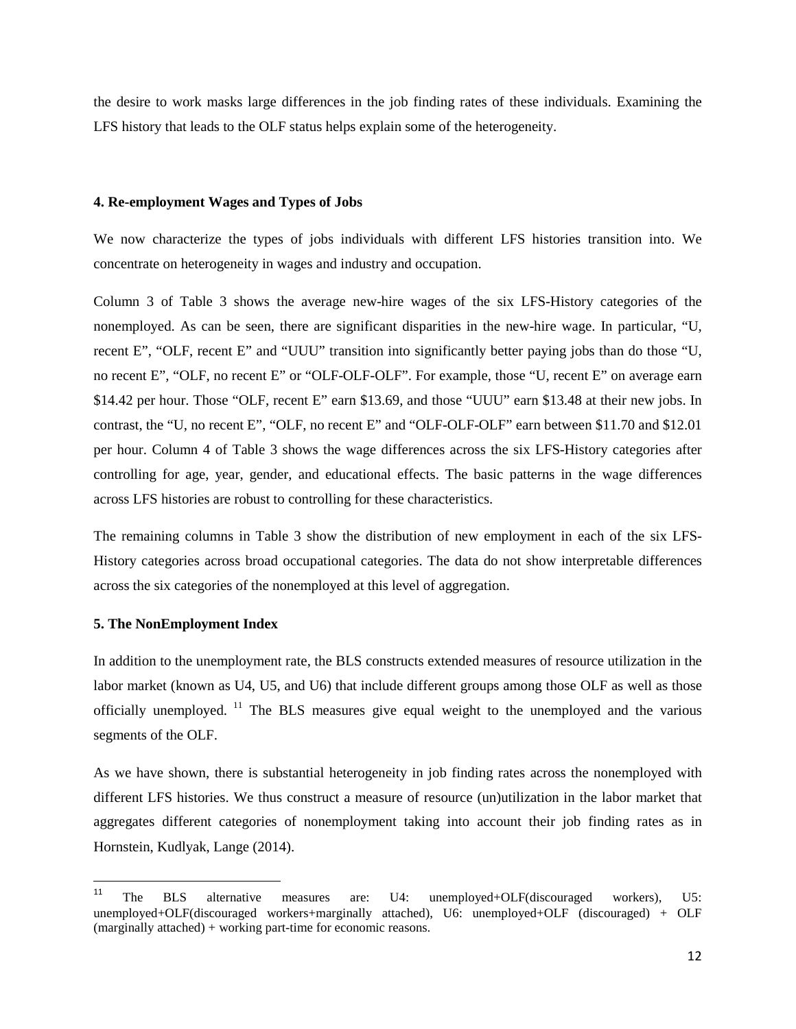the desire to work masks large differences in the job finding rates of these individuals. Examining the LFS history that leads to the OLF status helps explain some of the heterogeneity.

## 4. Re-employment Wages and Types of Jobs

We now characterize the types of jobs individuals with different LFS histories transition into. We concentrate on heterogeneity in wages and industry and occupation.

Column 3 of Table 3 shows the average new-hire wages of the six LFS-History categories of the nonemployed. As can be seen, there are significant disparities in the new-hire wage. In particular, "U, recent E", "OLF, recent E" and "UUU" transition into significantly better paying jobs than do those "U, no recent E", "OLF, no recent E" or "OLF-OLF-OLF". For example, those "U, recent E" on average earn \$14.42 per hour. Those "OLF, recent E" earn \$13.69, and those "UUU" earn \$13.48 at their new jobs. In contrast, the "U, no recent E", "OLF, no recent E" and "OLF-OLF-OLF" earn between \$11.70 and \$12.01 per hour. Column 4 of Table 3 shows the wage differences across the six LFS-History categories after controlling for age, year, gender, and educational effects. The basic patterns in the wage differences across LFS histories are robust to controlling for these characteristics.

The remaining columns in Table 3 show the distribution of new employment in each of the six LFS-History categories across broad occupational categories. The data do not show interpretable differences across the six categories of the nonemployed at this level of aggregation.

## 5. The NonEmployment Index

In addition to the unemployment rate, the BLS constructs extended measures of resource utilization in the labor market (known as U4, U5, and U6) that include different groups among those OLF as well as those officially unemployed. [11] The BLS measures give equal weight to the unemployed and the various segments of the OLF.

As we have shown, there is substantial heterogeneity in job finding rates across the nonemployed with different LFS histories. We thus construct a measure of resource (un)utilization in the labor market that aggregates different categories of nonemployment taking into account their job finding rates as in Hornstein, Kudlyak, Lange (2014).

[11] The BLS alternative measures are: U4: unemployed+OLF(discouraged workers), U5: unemployed+OLF(discouraged workers+marginally attached), U6: unemployed+OLF (discouraged) + OLF (marginally attached) + working part-time for economic reasons.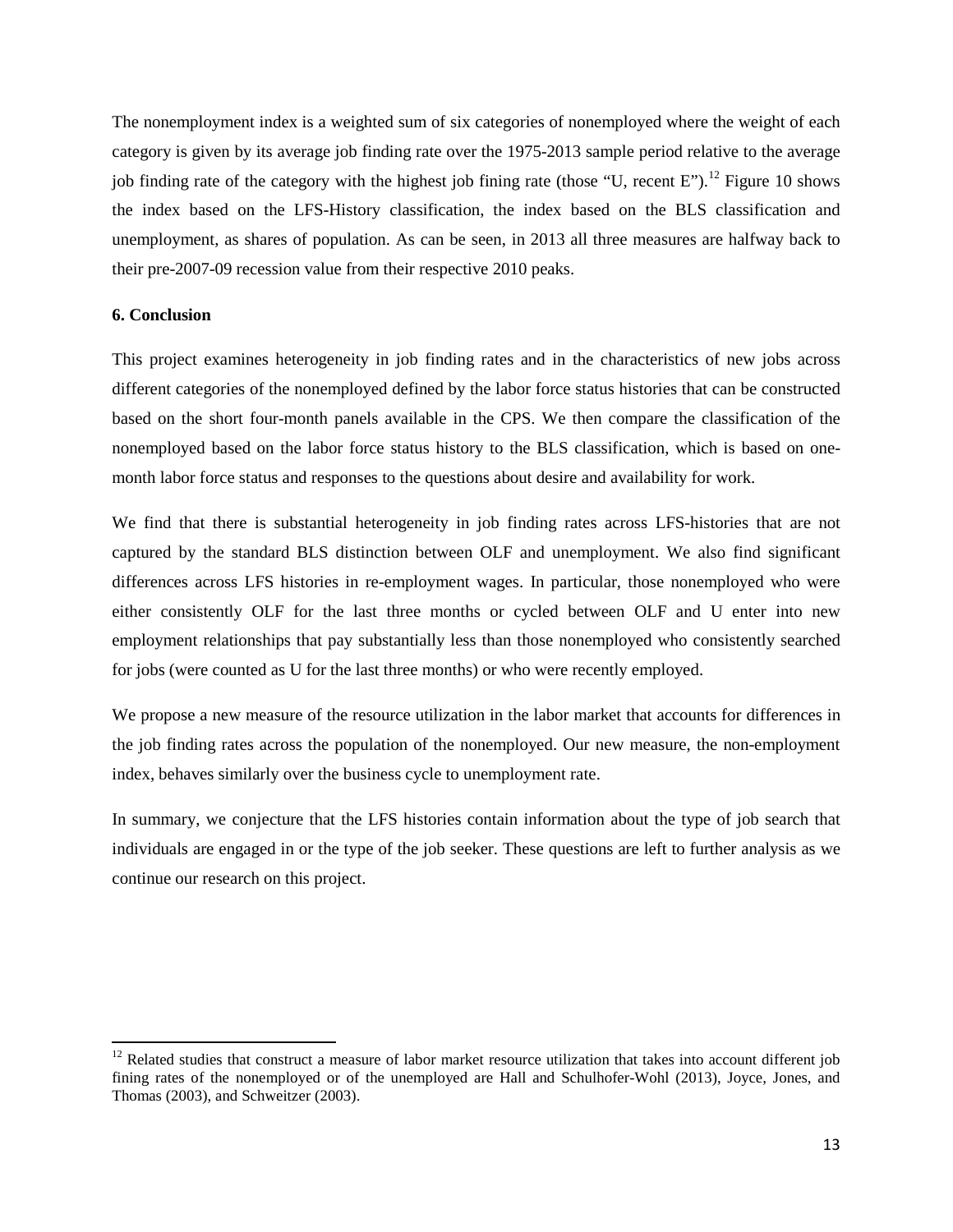The nonemployment index is a weighted sum of six categories of nonemployed where the weight of each category is given by its average job finding rate over the 1975-2013 sample period relative to the average job finding rate of the category with the highest job fining rate (those "U, recent E").[12] Figure 10 shows the index based on the LFS-History classification, the index based on the BLS classification and unemployment, as shares of population. As can be seen, in 2013 all three measures are halfway back to their pre-2007-09 recession value from their respective 2010 peaks.

**6. Conclusion**

This project examines heterogeneity in job finding rates and in the characteristics of new jobs across different categories of the nonemployed defined by the labor force status histories that can be constructed based on the short four-month panels available in the CPS. We then compare the classification of the nonemployed based on the labor force status history to the BLS classification, which is based on one-month labor force status and responses to the questions about desire and availability for work.

We find that there is substantial heterogeneity in job finding rates across LFS-histories that are not captured by the standard BLS distinction between OLF and unemployment. We also find significant differences across LFS histories in re-employment wages. In particular, those nonemployed who were either consistently OLF for the last three months or cycled between OLF and U enter into new employment relationships that pay substantially less than those nonemployed who consistently searched for jobs (were counted as U for the last three months) or who were recently employed.

We propose a new measure of the resource utilization in the labor market that accounts for differences in the job finding rates across the population of the nonemployed. Our new measure, the non-employment index, behaves similarly over the business cycle to unemployment rate.

In summary, we conjecture that the LFS histories contain information about the type of job search that individuals are engaged in or the type of the job seeker. These questions are left to further analysis as we continue our research on this project.

---

[12] Related studies that construct a measure of labor market resource utilization that takes into account different job fining rates of the nonemployed or of the unemployed are Hall and Schulhofer-Wohl (2013), Joyce, Jones, and Thomas (2003), and Schweitzer (2003).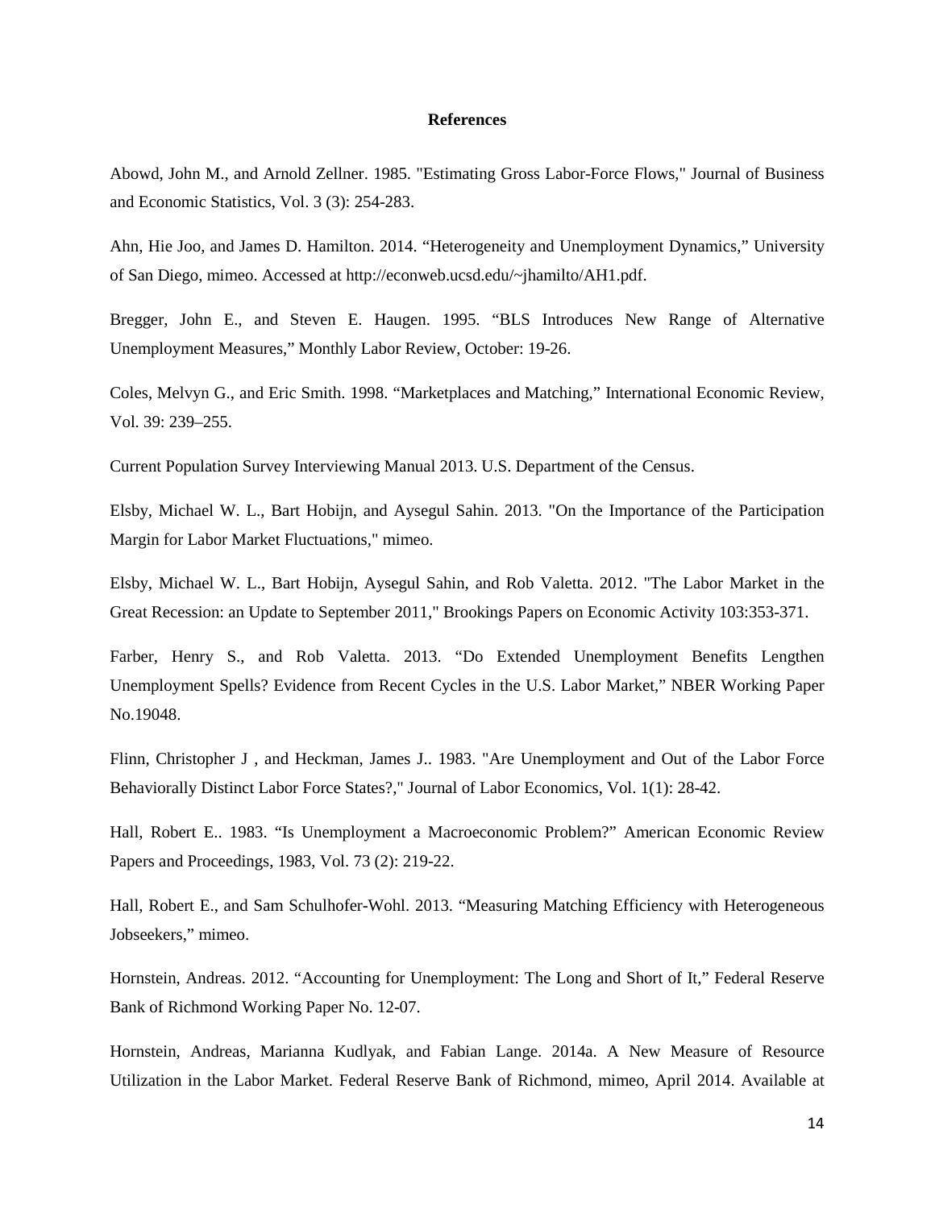**References**

Abowd, John M., and Arnold Zellner. 1985. "Estimating Gross Labor-Force Flows," Journal of Business and Economic Statistics, Vol. 3 (3): 254-283.

Ahn, Hie Joo, and James D. Hamilton. 2014. "Heterogeneity and Unemployment Dynamics," University of San Diego, mimeo. Accessed at http://econweb.ucsd.edu/~jhamilto/AH1.pdf.

Bregger, John E., and Steven E. Haugen. 1995. "BLS Introduces New Range of Alternative Unemployment Measures," Monthly Labor Review, October: 19-26.

Coles, Melvyn G., and Eric Smith. 1998. "Marketplaces and Matching," International Economic Review, Vol. 39: 239–255.

Current Population Survey Interviewing Manual 2013. U.S. Department of the Census.

Elsby, Michael W. L., Bart Hobijn, and Aysegul Sahin. 2013. "On the Importance of the Participation Margin for Labor Market Fluctuations," mimeo.

Elsby, Michael W. L., Bart Hobijn, Aysegul Sahin, and Rob Valetta. 2012. "The Labor Market in the Great Recession: an Update to September 2011," Brookings Papers on Economic Activity 103:353-371.

Farber, Henry S., and Rob Valetta. 2013. "Do Extended Unemployment Benefits Lengthen Unemployment Spells? Evidence from Recent Cycles in the U.S. Labor Market," NBER Working Paper No.19048.

Flinn, Christopher J , and Heckman, James J.. 1983. "Are Unemployment and Out of the Labor Force Behaviorally Distinct Labor Force States?," Journal of Labor Economics, Vol. 1(1): 28-42.

Hall, Robert E.. 1983. "Is Unemployment a Macroeconomic Problem?" American Economic Review Papers and Proceedings, 1983, Vol. 73 (2): 219-22.

Hall, Robert E., and Sam Schulhofer-Wohl. 2013. "Measuring Matching Efficiency with Heterogeneous Jobseekers," mimeo.

Hornstein, Andreas. 2012. "Accounting for Unemployment: The Long and Short of It," Federal Reserve Bank of Richmond Working Paper No. 12-07.

Hornstein, Andreas, Marianna Kudlyak, and Fabian Lange. 2014a. A New Measure of Resource Utilization in the Labor Market. Federal Reserve Bank of Richmond, mimeo, April 2014. Available at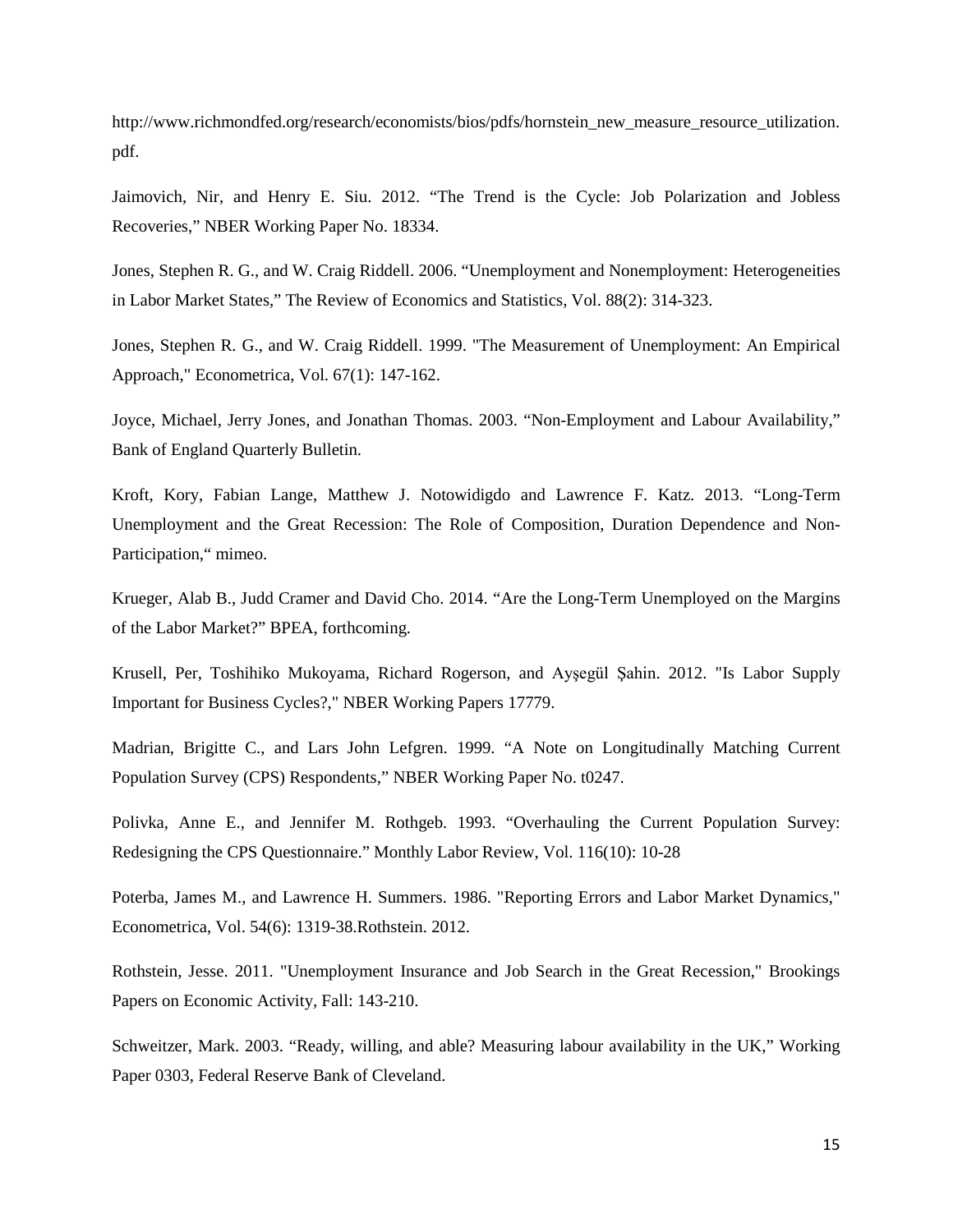http://www.richmondfed.org/research/economists/bios/pdfs/hornstein_new_measure_resource_utilization.pdf.

Jaimovich, Nir, and Henry E. Siu. 2012. "The Trend is the Cycle: Job Polarization and Jobless Recoveries," NBER Working Paper No. 18334.

Jones, Stephen R. G., and W. Craig Riddell. 2006. "Unemployment and Nonemployment: Heterogeneities in Labor Market States," The Review of Economics and Statistics, Vol. 88(2): 314-323.

Jones, Stephen R. G., and W. Craig Riddell. 1999. "The Measurement of Unemployment: An Empirical Approach," Econometrica, Vol. 67(1): 147-162.

Joyce, Michael, Jerry Jones, and Jonathan Thomas. 2003. "Non-Employment and Labour Availability," Bank of England Quarterly Bulletin.

Kroft, Kory, Fabian Lange, Matthew J. Notowidigdo and Lawrence F. Katz. 2013. "Long-Term Unemployment and the Great Recession: The Role of Composition, Duration Dependence and Non-Participation," mimeo.

Krueger, Alab B., Judd Cramer and David Cho. 2014. "Are the Long-Term Unemployed on the Margins of the Labor Market?" BPEA, forthcoming.

Krusell, Per, Toshihiko Mukoyama, Richard Rogerson, and Ayşegül Şahin. 2012. "Is Labor Supply Important for Business Cycles?," NBER Working Papers 17779.

Madrian, Brigitte C., and Lars John Lefgren. 1999. "A Note on Longitudinally Matching Current Population Survey (CPS) Respondents," NBER Working Paper No. t0247.

Polivka, Anne E., and Jennifer M. Rothgeb. 1993. "Overhauling the Current Population Survey: Redesigning the CPS Questionnaire." Monthly Labor Review, Vol. 116(10): 10-28

Poterba, James M., and Lawrence H. Summers. 1986. "Reporting Errors and Labor Market Dynamics," Econometrica, Vol. 54(6): 1319-38.Rothstein. 2012.

Rothstein, Jesse. 2011. "Unemployment Insurance and Job Search in the Great Recession," Brookings Papers on Economic Activity, Fall: 143-210.

Schweitzer, Mark. 2003. "Ready, willing, and able? Measuring labour availability in the UK," Working Paper 0303, Federal Reserve Bank of Cleveland.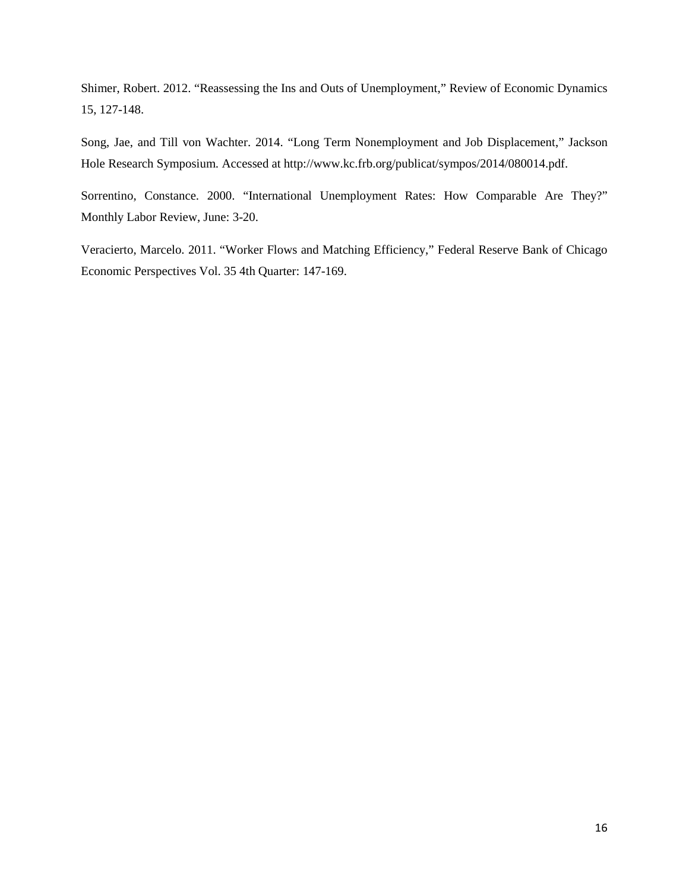Shimer, Robert. 2012. “Reassessing the Ins and Outs of Unemployment,” Review of Economic Dynamics 15, 127-148.

Song, Jae, and Till von Wachter. 2014. “Long Term Nonemployment and Job Displacement,” Jackson Hole Research Symposium. Accessed at http://www.kc.frb.org/publicat/sympos/2014/080014.pdf.

Sorrentino, Constance. 2000. “International Unemployment Rates: How Comparable Are They?” Monthly Labor Review, June: 3-20.

Veracierto, Marcelo. 2011. “Worker Flows and Matching Efficiency,” Federal Reserve Bank of Chicago Economic Perspectives Vol. 35 4th Quarter: 147-169.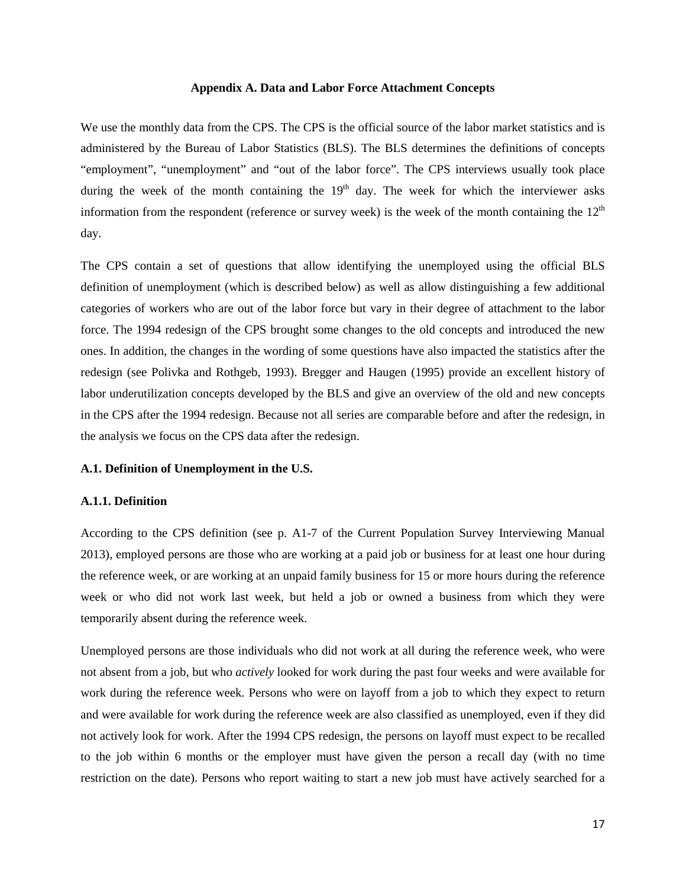### Appendix A. Data and Labor Force Attachment Concepts

We use the monthly data from the CPS. The CPS is the official source of the labor market statistics and is administered by the Bureau of Labor Statistics (BLS). The BLS determines the definitions of concepts "employment", "unemployment" and "out of the labor force". The CPS interviews usually took place during the week of the month containing the 19th day. The week for which the interviewer asks information from the respondent (reference or survey week) is the week of the month containing the 12th day.

The CPS contain a set of questions that allow identifying the unemployed using the official BLS definition of unemployment (which is described below) as well as allow distinguishing a few additional categories of workers who are out of the labor force but vary in their degree of attachment to the labor force. The 1994 redesign of the CPS brought some changes to the old concepts and introduced the new ones. In addition, the changes in the wording of some questions have also impacted the statistics after the redesign (see Polivka and Rothgeb, 1993). Bregger and Haugen (1995) provide an excellent history of labor underutilization concepts developed by the BLS and give an overview of the old and new concepts in the CPS after the 1994 redesign. Because not all series are comparable before and after the redesign, in the analysis we focus on the CPS data after the redesign.

#### A.1. Definition of Unemployment in the U.S.

#### A.1.1. Definition

According to the CPS definition (see p. A1-7 of the Current Population Survey Interviewing Manual 2013), employed persons are those who are working at a paid job or business for at least one hour during the reference week, or are working at an unpaid family business for 15 or more hours during the reference week or who did not work last week, but held a job or owned a business from which they were temporarily absent during the reference week.

Unemployed persons are those individuals who did not work at all during the reference week, who were not absent from a job, but who *actively* looked for work during the past four weeks and were available for work during the reference week. Persons who were on layoff from a job to which they expect to return and were available for work during the reference week are also classified as unemployed, even if they did not actively look for work. After the 1994 CPS redesign, the persons on layoff must expect to be recalled to the job within 6 months or the employer must have given the person a recall day (with no time restriction on the date). Persons who report waiting to start a new job must have actively searched for a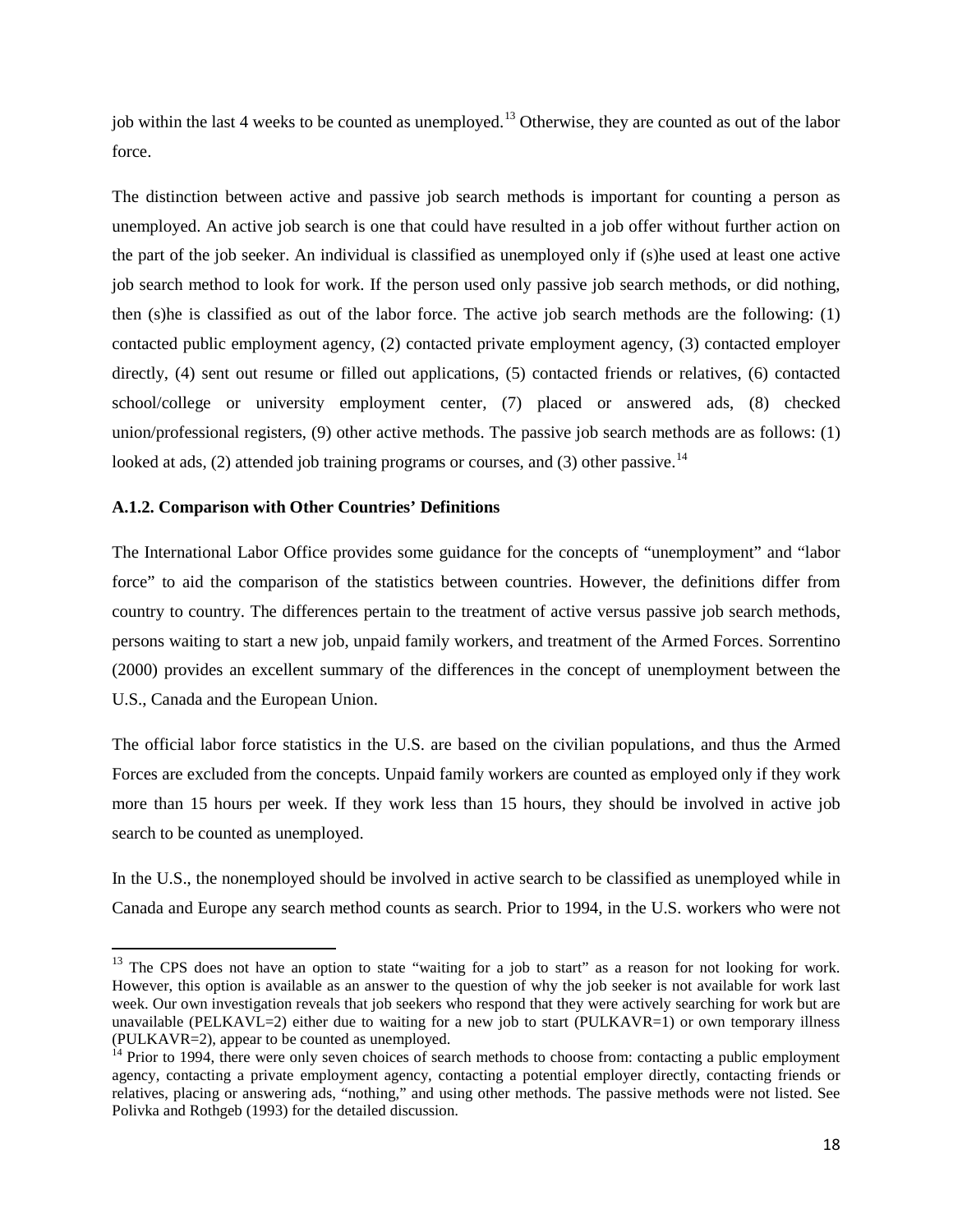job within the last 4 weeks to be counted as unemployed.[13] Otherwise, they are counted as out of the labor force.

The distinction between active and passive job search methods is important for counting a person as unemployed. An active job search is one that could have resulted in a job offer without further action on the part of the job seeker. An individual is classified as unemployed only if (s)he used at least one active job search method to look for work. If the person used only passive job search methods, or did nothing, then (s)he is classified as out of the labor force. The active job search methods are the following: (1) contacted public employment agency, (2) contacted private employment agency, (3) contacted employer directly, (4) sent out resume or filled out applications, (5) contacted friends or relatives, (6) contacted school/college or university employment center, (7) placed or answered ads, (8) checked union/professional registers, (9) other active methods. The passive job search methods are as follows: (1) looked at ads, (2) attended job training programs or courses, and (3) other passive.[14]

### A.1.2. Comparison with Other Countries' Definitions

The International Labor Office provides some guidance for the concepts of "unemployment" and "labor force" to aid the comparison of the statistics between countries. However, the definitions differ from country to country. The differences pertain to the treatment of active versus passive job search methods, persons waiting to start a new job, unpaid family workers, and treatment of the Armed Forces. Sorrentino (2000) provides an excellent summary of the differences in the concept of unemployment between the U.S., Canada and the European Union.

The official labor force statistics in the U.S. are based on the civilian populations, and thus the Armed Forces are excluded from the concepts. Unpaid family workers are counted as employed only if they work more than 15 hours per week. If they work less than 15 hours, they should be involved in active job search to be counted as unemployed.

In the U.S., the nonemployed should be involved in active search to be classified as unemployed while in Canada and Europe any search method counts as search. Prior to 1994, in the U.S. workers who were not

---

[13] The CPS does not have an option to state "waiting for a job to start" as a reason for not looking for work. However, this option is available as an answer to the question of why the job seeker is not available for work last week. Our own investigation reveals that job seekers who respond that they were actively searching for work but are unavailable (PELKAVL=2) either due to waiting for a new job to start (PULKAVR=1) or own temporary illness (PULKAVR=2), appear to be counted as unemployed.

[14] Prior to 1994, there were only seven choices of search methods to choose from: contacting a public employment agency, contacting a private employment agency, contacting a potential employer directly, contacting friends or relatives, placing or answering ads, "nothing," and using other methods. The passive methods were not listed. See Polivka and Rothgeb (1993) for the detailed discussion.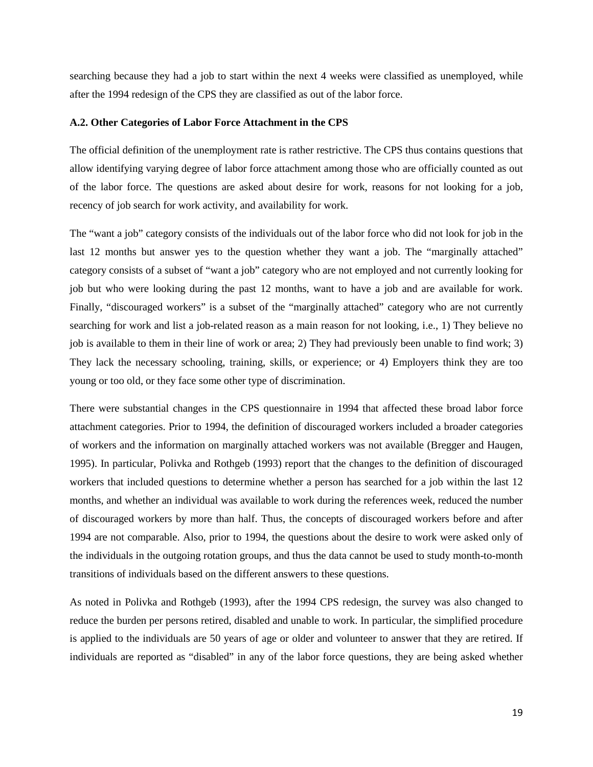searching because they had a job to start within the next 4 weeks were classified as unemployed, while after the 1994 redesign of the CPS they are classified as out of the labor force.

### A.2. Other Categories of Labor Force Attachment in the CPS

The official definition of the unemployment rate is rather restrictive. The CPS thus contains questions that allow identifying varying degree of labor force attachment among those who are officially counted as out of the labor force. The questions are asked about desire for work, reasons for not looking for a job, recency of job search for work activity, and availability for work.

The "want a job" category consists of the individuals out of the labor force who did not look for job in the last 12 months but answer yes to the question whether they want a job. The "marginally attached" category consists of a subset of "want a job" category who are not employed and not currently looking for job but who were looking during the past 12 months, want to have a job and are available for work. Finally, "discouraged workers" is a subset of the "marginally attached" category who are not currently searching for work and list a job-related reason as a main reason for not looking, i.e., 1) They believe no job is available to them in their line of work or area; 2) They had previously been unable to find work; 3) They lack the necessary schooling, training, skills, or experience; or 4) Employers think they are too young or too old, or they face some other type of discrimination.

There were substantial changes in the CPS questionnaire in 1994 that affected these broad labor force attachment categories. Prior to 1994, the definition of discouraged workers included a broader categories of workers and the information on marginally attached workers was not available (Bregger and Haugen, 1995). In particular, Polivka and Rothgeb (1993) report that the changes to the definition of discouraged workers that included questions to determine whether a person has searched for a job within the last 12 months, and whether an individual was available to work during the references week, reduced the number of discouraged workers by more than half. Thus, the concepts of discouraged workers before and after 1994 are not comparable. Also, prior to 1994, the questions about the desire to work were asked only of the individuals in the outgoing rotation groups, and thus the data cannot be used to study month-to-month transitions of individuals based on the different answers to these questions.

As noted in Polivka and Rothgeb (1993), after the 1994 CPS redesign, the survey was also changed to reduce the burden per persons retired, disabled and unable to work. In particular, the simplified procedure is applied to the individuals are 50 years of age or older and volunteer to answer that they are retired. If individuals are reported as "disabled" in any of the labor force questions, they are being asked whether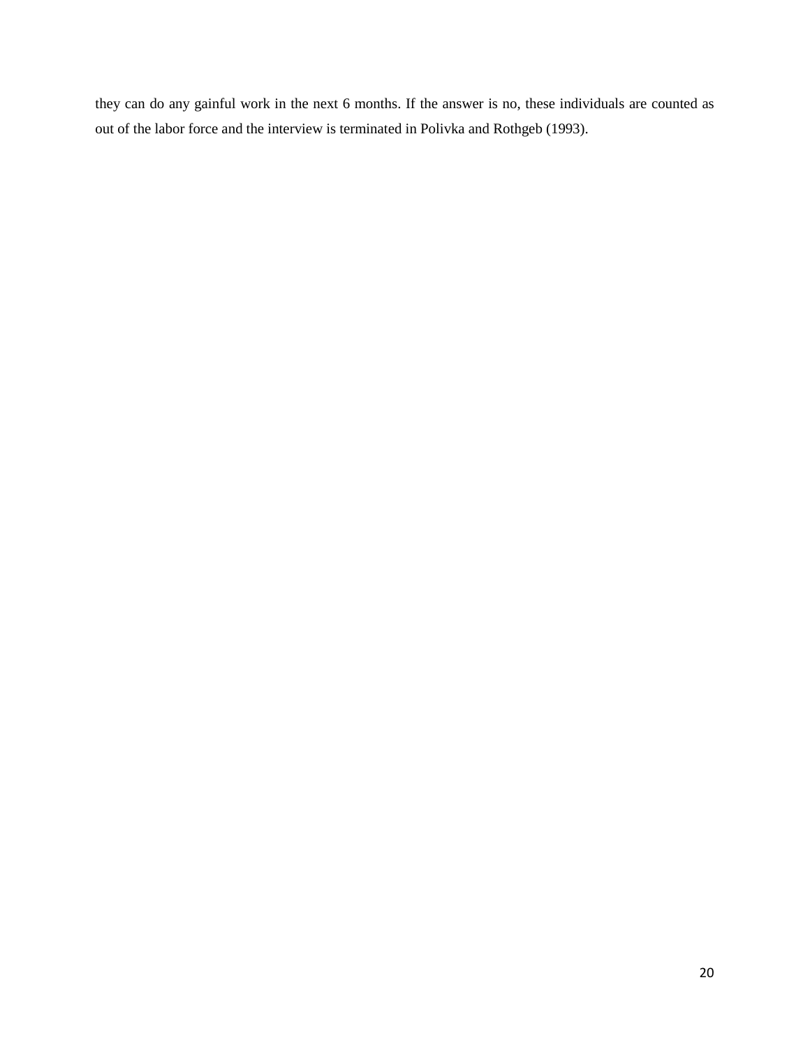they can do any gainful work in the next 6 months. If the answer is no, these individuals are counted as out of the labor force and the interview is terminated in Polivka and Rothgeb (1993).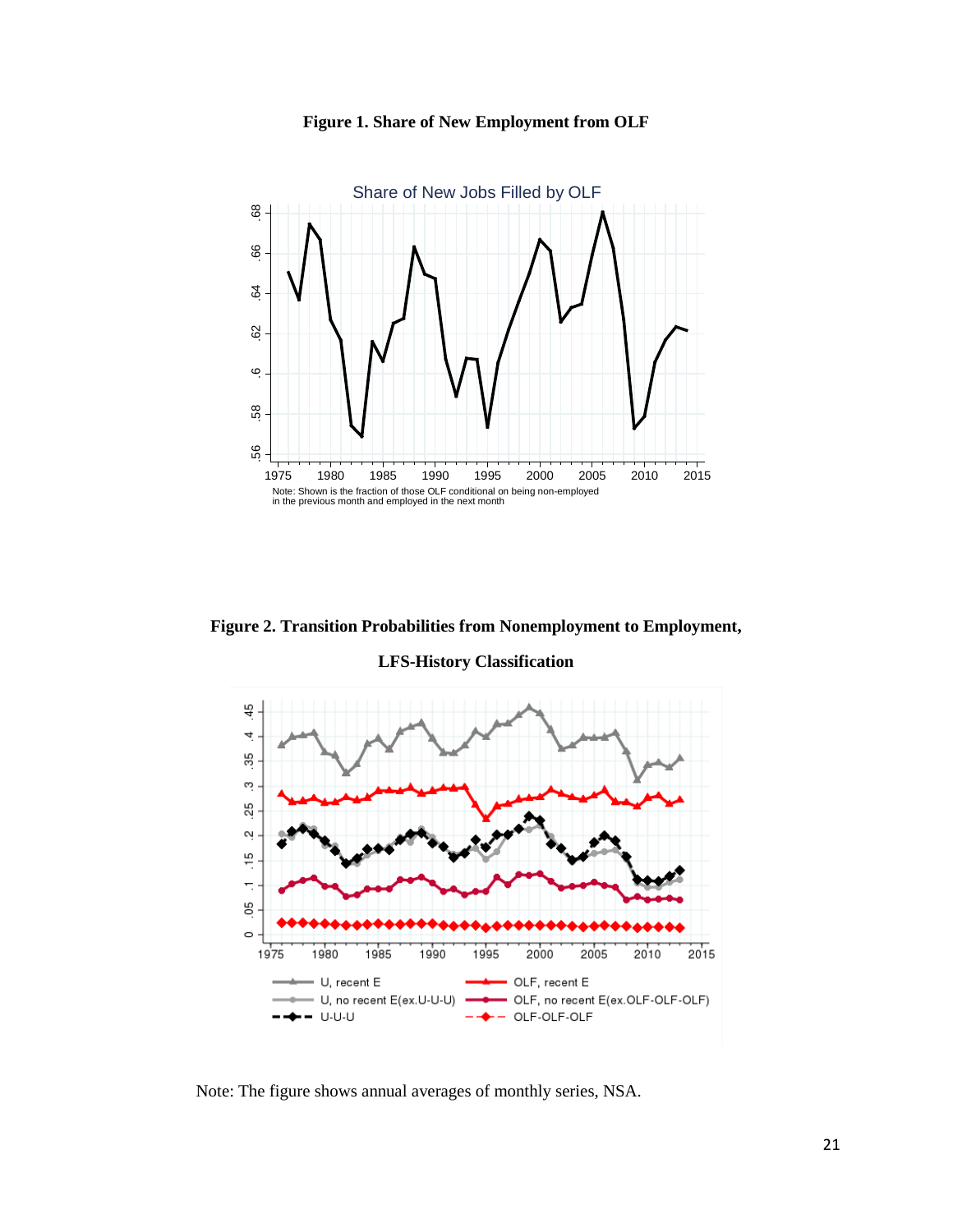**Figure 1. Share of New Employment from OLF**

**Figure 2. Transition Probabilities from Nonemployment to Employment, LFS-History Classification**

Note: The figure shows annual averages of monthly series, NSA.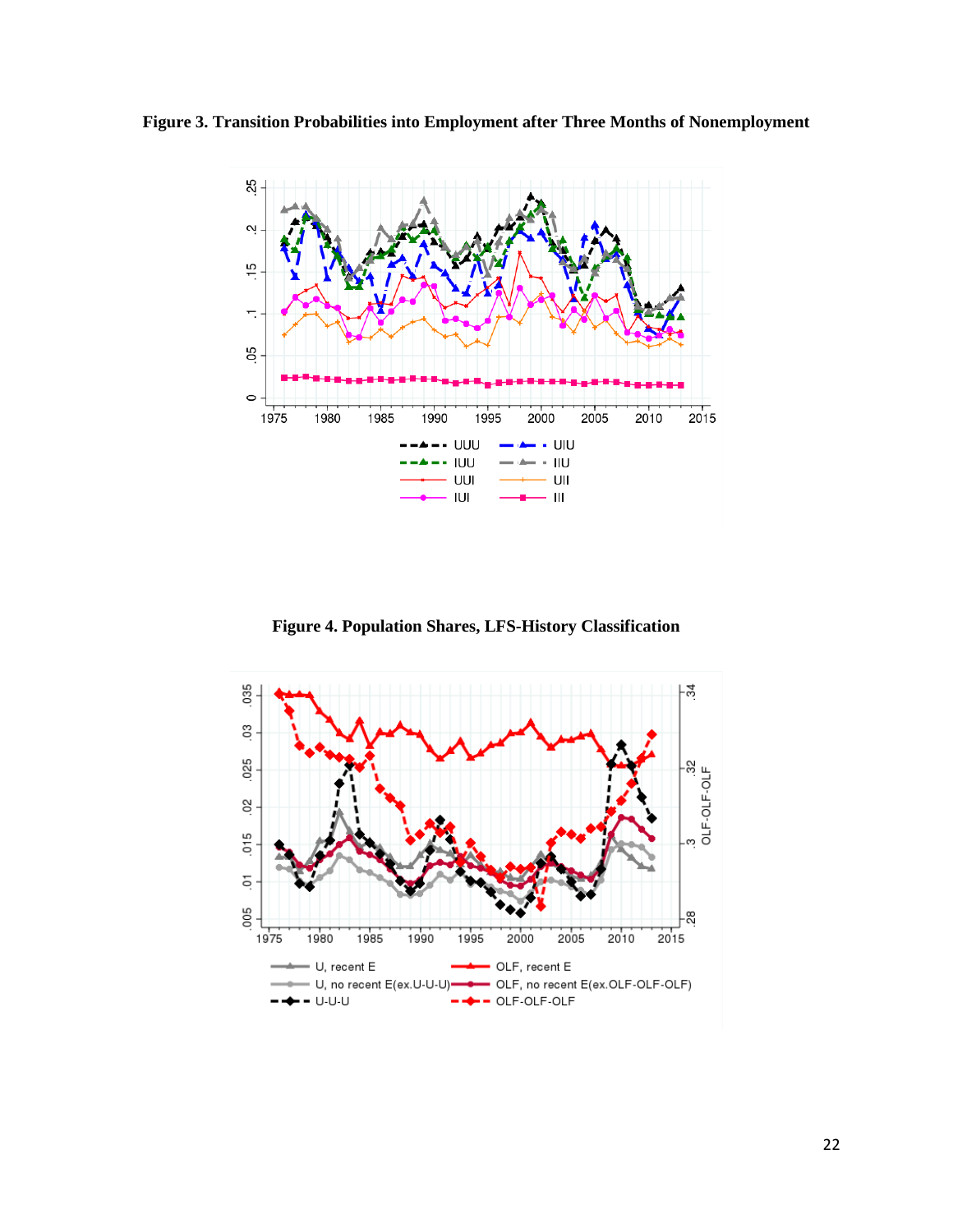**Figure 3. Transition Probabilities into Employment after Three Months of Nonemployment**

**Figure 4. Population Shares, LFS-History Classification**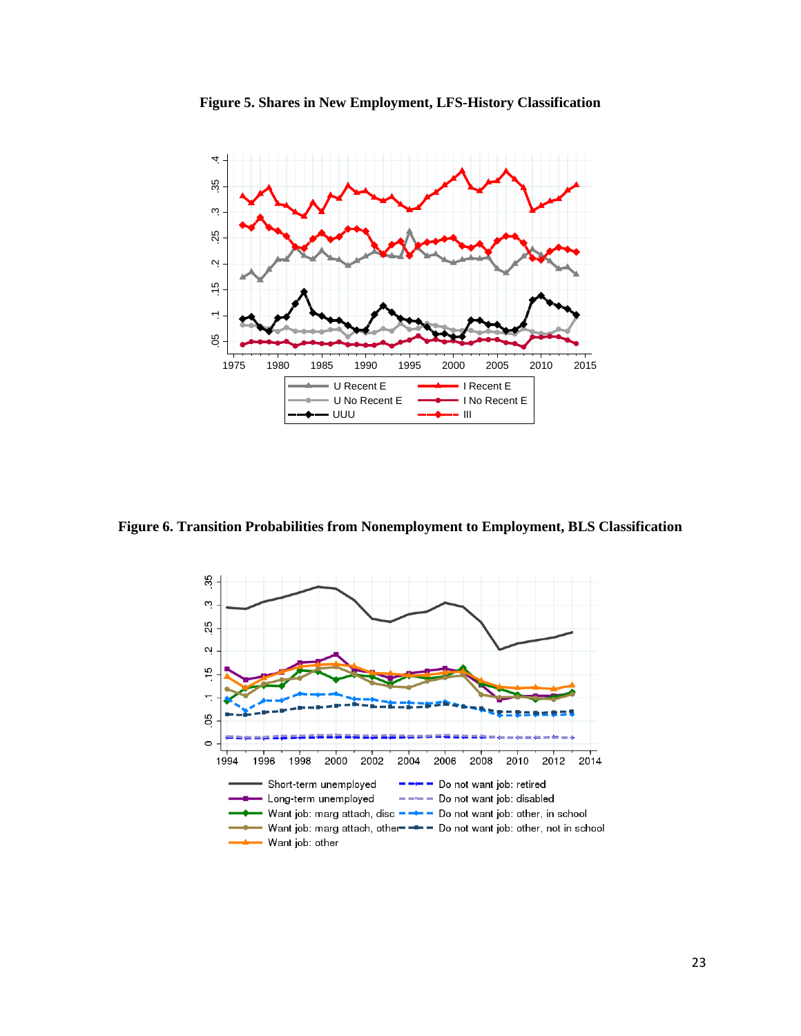**Figure 5. Shares in New Employment, LFS-History Classification**

**Figure 6. Transition Probabilities from Nonemployment to Employment, BLS Classification**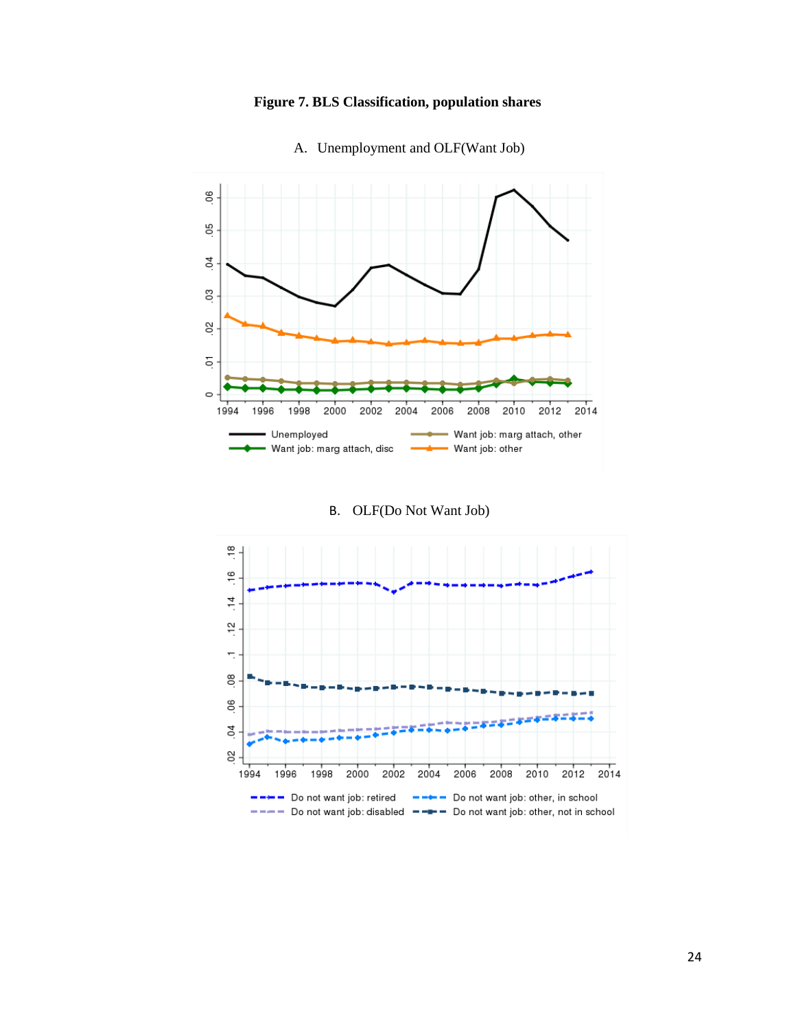**Figure 7. BLS Classification, population shares**

A. Unemployment and OLF(Want Job)

B. OLF(Do Not Want Job)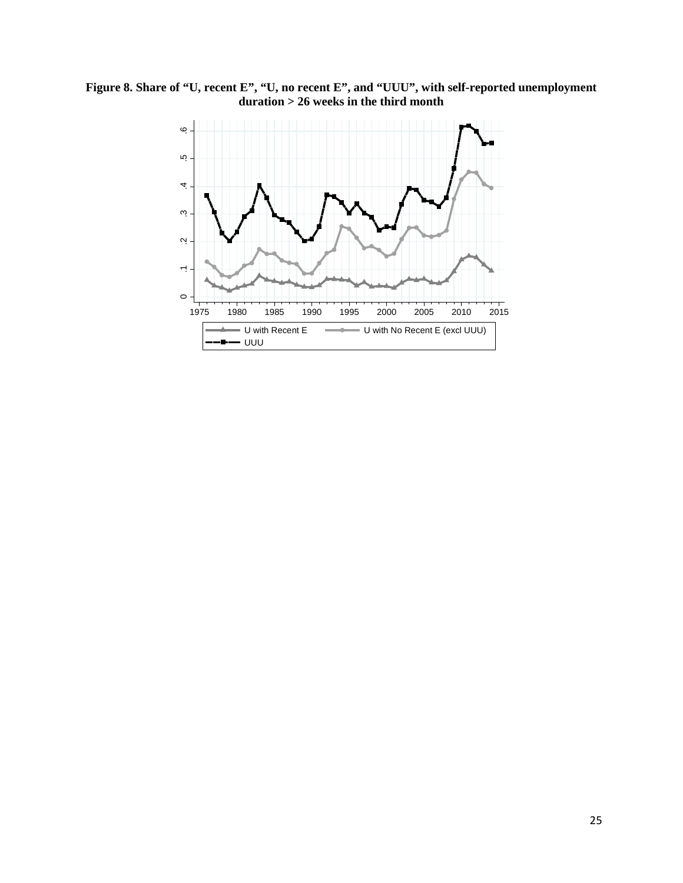**Figure 8. Share of "U, recent E", "U, no recent E", and "UUU", with self-reported unemployment duration > 26 weeks in the third month**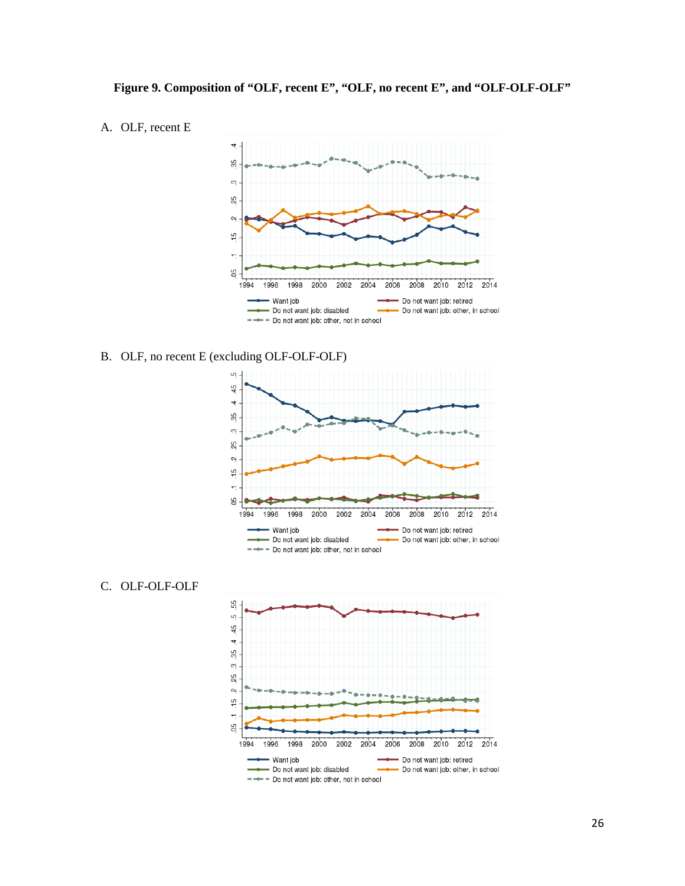**Figure 9. Composition of "OLF, recent E", "OLF, no recent E", and "OLF-OLF-OLF"**

A. OLF, recent E

B. OLF, no recent E (excluding OLF-OLF-OLF)

C. OLF-OLF-OLF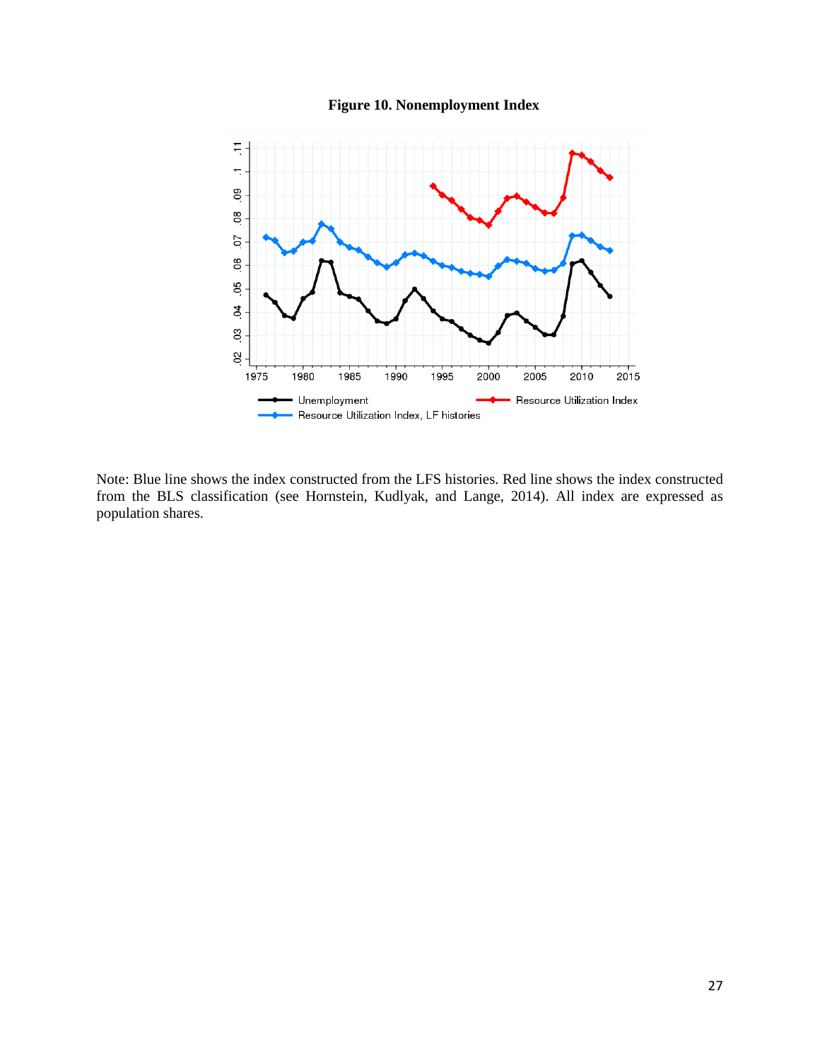**Figure 10. Nonemployment Index**

Note: Blue line shows the index constructed from the LFS histories. Red line shows the index constructed from the BLS classification (see Hornstein, Kudlyak, and Lange, 2014). All index are expressed as population shares.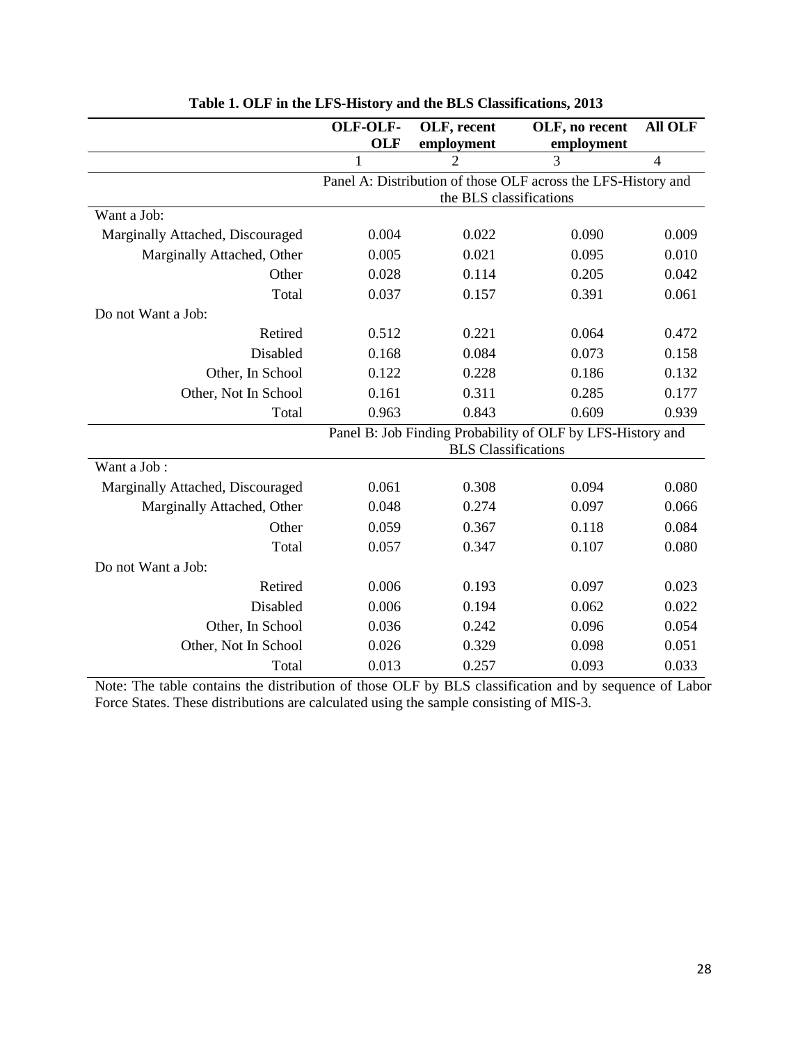**Table 1. OLF in the LFS-History and the BLS Classifications, 2013**

| | OLF-OLF-OLF | OLF, recent employment | OLF, no recent employment | All OLF |
|---|---|---|---|---|
| | 1 | 2 | 3 | 4 |
| | Panel A: Distribution of those OLF across the LFS-History and the BLS classifications | | | |
| Want a Job: | | | | |
| Marginally Attached, Discouraged | 0.004 | 0.022 | 0.090 | 0.009 |
| Marginally Attached, Other | 0.005 | 0.021 | 0.095 | 0.010 |
| Other | 0.028 | 0.114 | 0.205 | 0.042 |
| Total | 0.037 | 0.157 | 0.391 | 0.061 |
| Do not Want a Job: | | | | |
| Retired | 0.512 | 0.221 | 0.064 | 0.472 |
| Disabled | 0.168 | 0.084 | 0.073 | 0.158 |
| Other, In School | 0.122 | 0.228 | 0.186 | 0.132 |
| Other, Not In School | 0.161 | 0.311 | 0.285 | 0.177 |
| Total | 0.963 | 0.843 | 0.609 | 0.939 |
| | Panel B: Job Finding Probability of OLF by LFS-History and BLS Classifications | | | |
| Want a Job : | | | | |
| Marginally Attached, Discouraged | 0.061 | 0.308 | 0.094 | 0.080 |
| Marginally Attached, Other | 0.048 | 0.274 | 0.097 | 0.066 |
| Other | 0.059 | 0.367 | 0.118 | 0.084 |
| Total | 0.057 | 0.347 | 0.107 | 0.080 |
| Do not Want a Job: | | | | |
| Retired | 0.006 | 0.193 | 0.097 | 0.023 |
| Disabled | 0.006 | 0.194 | 0.062 | 0.022 |
| Other, In School | 0.036 | 0.242 | 0.096 | 0.054 |
| Other, Not In School | 0.026 | 0.329 | 0.098 | 0.051 |
| Total | 0.013 | 0.257 | 0.093 | 0.033 |

Note: The table contains the distribution of those OLF by BLS classification and by sequence of Labor Force States. These distributions are calculated using the sample consisting of MIS-3.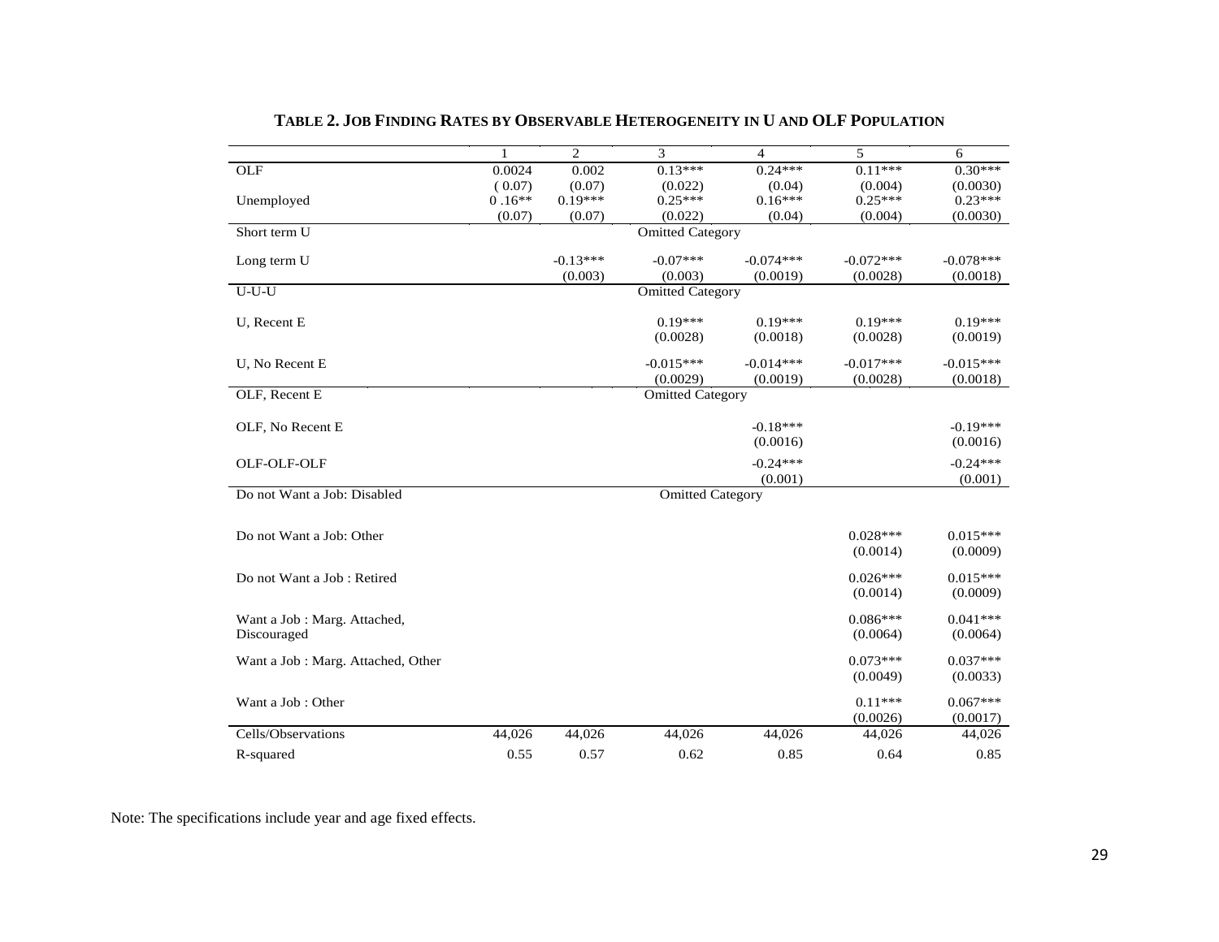**TABLE 2. JOB FINDING RATES BY OBSERVABLE HETEROGENEITY IN U AND OLF POPULATION**

| | 1 | 2 | 3 | 4 | 5 | 6 |
|---|---|---|---|---|---|---|
| OLF | 0.0024 | 0.002 | 0.13*** | 0.24*** | 0.11*** | 0.30*** |
| | ( 0.07) | (0.07) | (0.022) | (0.04) | (0.004) | (0.0030) |
| Unemployed | 0 .16** | 0.19*** | 0.25*** | 0.16*** | 0.25*** | 0.23*** |
| | (0.07) | (0.07) | (0.022) | (0.04) | (0.004) | (0.0030) |
| Short term U | | | Omitted Category | | | |
| Long term U | | -0.13*** | -0.07*** | -0.074*** | -0.072*** | -0.078*** |
| | | (0.003) | (0.003) | (0.0019) | (0.0028) | (0.0018) |
| U-U-U | | | Omitted Category | | | |
| U, Recent E | | | 0.19*** | 0.19*** | 0.19*** | 0.19*** |
| | | | (0.0028) | (0.0018) | (0.0028) | (0.0019) |
| U, No Recent E | | | -0.015*** | -0.014*** | -0.017*** | -0.015*** |
| | | | (0.0029) | (0.0019) | (0.0028) | (0.0018) |
| OLF, Recent E | | | Omitted Category | | | |
| OLF, No Recent E | | | | -0.18*** | | -0.19*** |
| | | | | (0.0016) | | (0.0016) |
| OLF-OLF-OLF | | | | -0.24*** | | -0.24*** |
| | | | | (0.001) | | (0.001) |
| Do not Want a Job: Disabled | | | Omitted Category | | | |
| Do not Want a Job: Other | | | | | 0.028*** | 0.015*** |
| | | | | | (0.0014) | (0.0009) |
| Do not Want a Job : Retired | | | | | 0.026*** | 0.015*** |
| | | | | | (0.0014) | (0.0009) |
| Want a Job : Marg. Attached, Discouraged | | | | | 0.086*** | 0.041*** |
| | | | | | (0.0064) | (0.0064) |
| Want a Job : Marg. Attached, Other | | | | | 0.073*** | 0.037*** |
| | | | | | (0.0049) | (0.0033) |
| Want a Job : Other | | | | | 0.11*** | 0.067*** |
| | | | | | (0.0026) | (0.0017) |
| Cells/Observations | 44,026 | 44,026 | 44,026 | 44,026 | 44,026 | 44,026 |
| R-squared | 0.55 | 0.57 | 0.62 | 0.85 | 0.64 | 0.85 |

Note: The specifications include year and age fixed effects.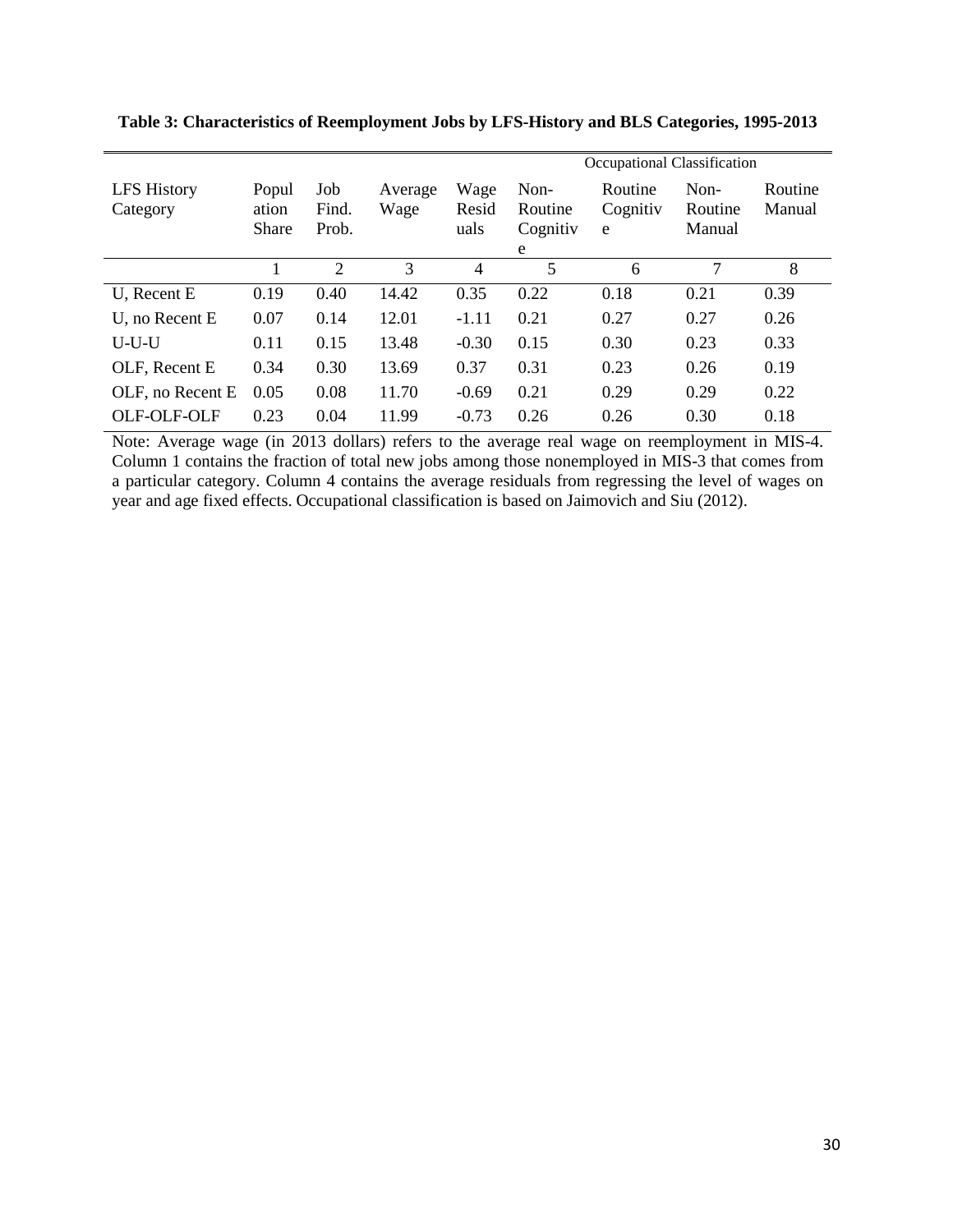**Table 3: Characteristics of Reemployment Jobs by LFS-History and BLS Categories, 1995-2013**

| | | | | | Occupational Classification | | | |
|---|---|---|---|---|---|---|---|---|
| LFS History Category | Population Share | Job Find. Prob. | Average Wage | Wage Residuals | Non-Routine Cognitive | Routine Cognitive | Non-Routine Manual | Routine Manual |
| | 1 | 2 | 3 | 4 | 5 | 6 | 7 | 8 |
| U, Recent E | 0.19 | 0.40 | 14.42 | 0.35 | 0.22 | 0.18 | 0.21 | 0.39 |
| U, no Recent E | 0.07 | 0.14 | 12.01 | -1.11 | 0.21 | 0.27 | 0.27 | 0.26 |
| U-U-U | 0.11 | 0.15 | 13.48 | -0.30 | 0.15 | 0.30 | 0.23 | 0.33 |
| OLF, Recent E | 0.34 | 0.30 | 13.69 | 0.37 | 0.31 | 0.23 | 0.26 | 0.19 |
| OLF, no Recent E | 0.05 | 0.08 | 11.70 | -0.69 | 0.21 | 0.29 | 0.29 | 0.22 |
| OLF-OLF-OLF | 0.23 | 0.04 | 11.99 | -0.73 | 0.26 | 0.26 | 0.30 | 0.18 |

Note: Average wage (in 2013 dollars) refers to the average real wage on reemployment in MIS-4. Column 1 contains the fraction of total new jobs among those nonemployed in MIS-3 that comes from a particular category. Column 4 contains the average residuals from regressing the level of wages on year and age fixed effects. Occupational classification is based on Jaimovich and Siu (2012).